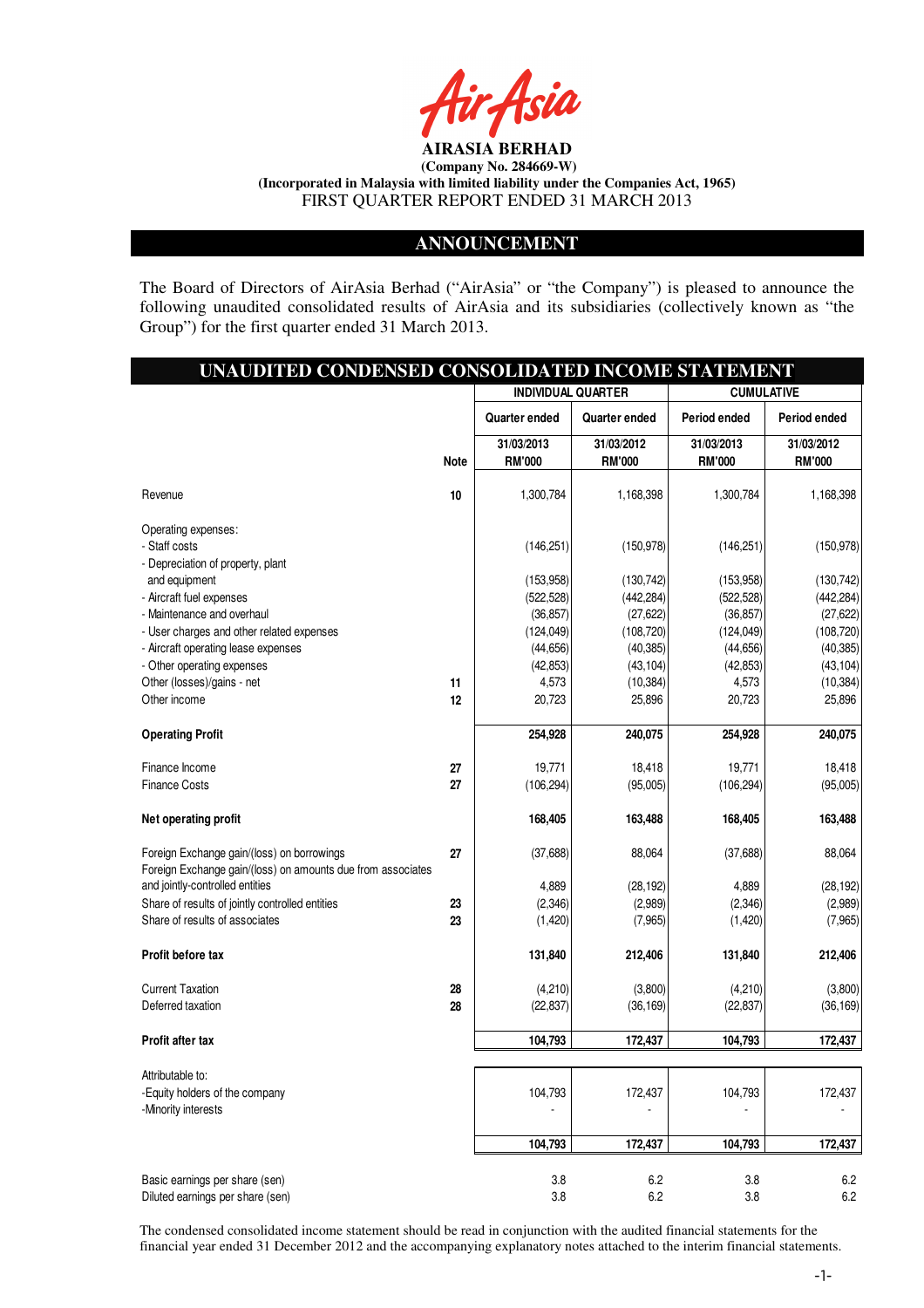**AIRASIA BERHAD**
**(Company No. 284669-W)**
**(Incorporated in Malaysia with limited liability under the Companies Act, 1965)**
FIRST QUARTER REPORT ENDED 31 MARCH 2013

## ANNOUNCEMENT

The Board of Directors of AirAsia Berhad ("AirAsia" or "the Company") is pleased to announce the following unaudited consolidated results of AirAsia and its subsidiaries (collectively known as "the Group") for the first quarter ended 31 March 2013.

## UNAUDITED CONDENSED CONSOLIDATED INCOME STATEMENT

| | Note | INDIVIDUAL QUARTER | | CUMULATIVE | |
|---|---|---|---|---|---|
| | | Quarter ended | Quarter ended | Period ended | Period ended |
| | | 31/03/2013 RM'000 | 31/03/2012 RM'000 | 31/03/2013 RM'000 | 31/03/2012 RM'000 |
| Revenue | 10 | 1,300,784 | 1,168,398 | 1,300,784 | 1,168,398 |
| Operating expenses: | | | | | |
| - Staff costs | | (146,251) | (150,978) | (146,251) | (150,978) |
| - Depreciation of property, plant and equipment | | (153,958) | (130,742) | (153,958) | (130,742) |
| - Aircraft fuel expenses | | (522,528) | (442,284) | (522,528) | (442,284) |
| - Maintenance and overhaul | | (36,857) | (27,622) | (36,857) | (27,622) |
| - User charges and other related expenses | | (124,049) | (108,720) | (124,049) | (108,720) |
| - Aircraft operating lease expenses | | (44,656) | (40,385) | (44,656) | (40,385) |
| - Other operating expenses | | (42,853) | (43,104) | (42,853) | (43,104) |
| Other (losses)/gains - net | 11 | 4,573 | (10,384) | 4,573 | (10,384) |
| Other income | 12 | 20,723 | 25,896 | 20,723 | 25,896 |
| **Operating Profit** | | **254,928** | **240,075** | **254,928** | **240,075** |
| Finance Income | 27 | 19,771 | 18,418 | 19,771 | 18,418 |
| Finance Costs | 27 | (106,294) | (95,005) | (106,294) | (95,005) |
| **Net operating profit** | | **168,405** | **163,488** | **168,405** | **163,488** |
| Foreign Exchange gain/(loss) on borrowings | 27 | (37,688) | 88,064 | (37,688) | 88,064 |
| Foreign Exchange gain/(loss) on amounts due from associates and jointly-controlled entities | | 4,889 | (28,192) | 4,889 | (28,192) |
| Share of results of jointly controlled entities | 23 | (2,346) | (2,989) | (2,346) | (2,989) |
| Share of results of associates | 23 | (1,420) | (7,965) | (1,420) | (7,965) |
| **Profit before tax** | | **131,840** | **212,406** | **131,840** | **212,406** |
| Current Taxation | 28 | (4,210) | (3,800) | (4,210) | (3,800) |
| Deferred taxation | 28 | (22,837) | (36,169) | (22,837) | (36,169) |
| **Profit after tax** | | **104,793** | **172,437** | **104,793** | **172,437** |
| Attributable to: | | | | | |
| -Equity holders of the company | | 104,793 | 172,437 | 104,793 | 172,437 |
| -Minority interests | | - | - | - | - |
| | | **104,793** | **172,437** | **104,793** | **172,437** |
| Basic earnings per share (sen) | | 3.8 | 6.2 | 3.8 | 6.2 |
| Diluted earnings per share (sen) | | 3.8 | 6.2 | 3.8 | 6.2 |

The condensed consolidated income statement should be read in conjunction with the audited financial statements for the financial year ended 31 December 2012 and the accompanying explanatory notes attached to the interim financial statements.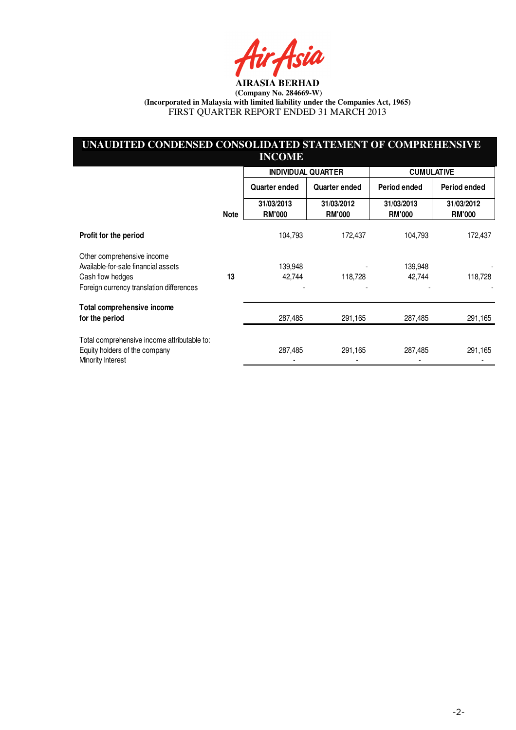**AIRASIA BERHAD**

**(Company No. 284669-W)**

**(Incorporated in Malaysia with limited liability under the Companies Act, 1965)**

FIRST QUARTER REPORT ENDED 31 MARCH 2013

## UNAUDITED CONDENSED CONSOLIDATED STATEMENT OF COMPREHENSIVE INCOME

| | | INDIVIDUAL QUARTER | | CUMULATIVE | |
|---|---|---|---|---|---|
| | | Quarter ended | Quarter ended | Period ended | Period ended |
| | Note | 31/03/2013 RM'000 | 31/03/2012 RM'000 | 31/03/2013 RM'000 | 31/03/2012 RM'000 |
| **Profit for the period** | | 104,793 | 172,437 | 104,793 | 172,437 |
| Other comprehensive income | | | | | |
| Available-for-sale financial assets | | 139,948 | - | 139,948 | - |
| Cash flow hedges | 13 | 42,744 | 118,728 | 42,744 | 118,728 |
| Foreign currency translation differences | | - | - | - | - |
| **Total comprehensive income for the period** | | 287,485 | 291,165 | 287,485 | 291,165 |
| Total comprehensive income attributable to: | | | | | |
| Equity holders of the company | | 287,485 | 291,165 | 287,485 | 291,165 |
| Minority Interest | | - | - | - | - |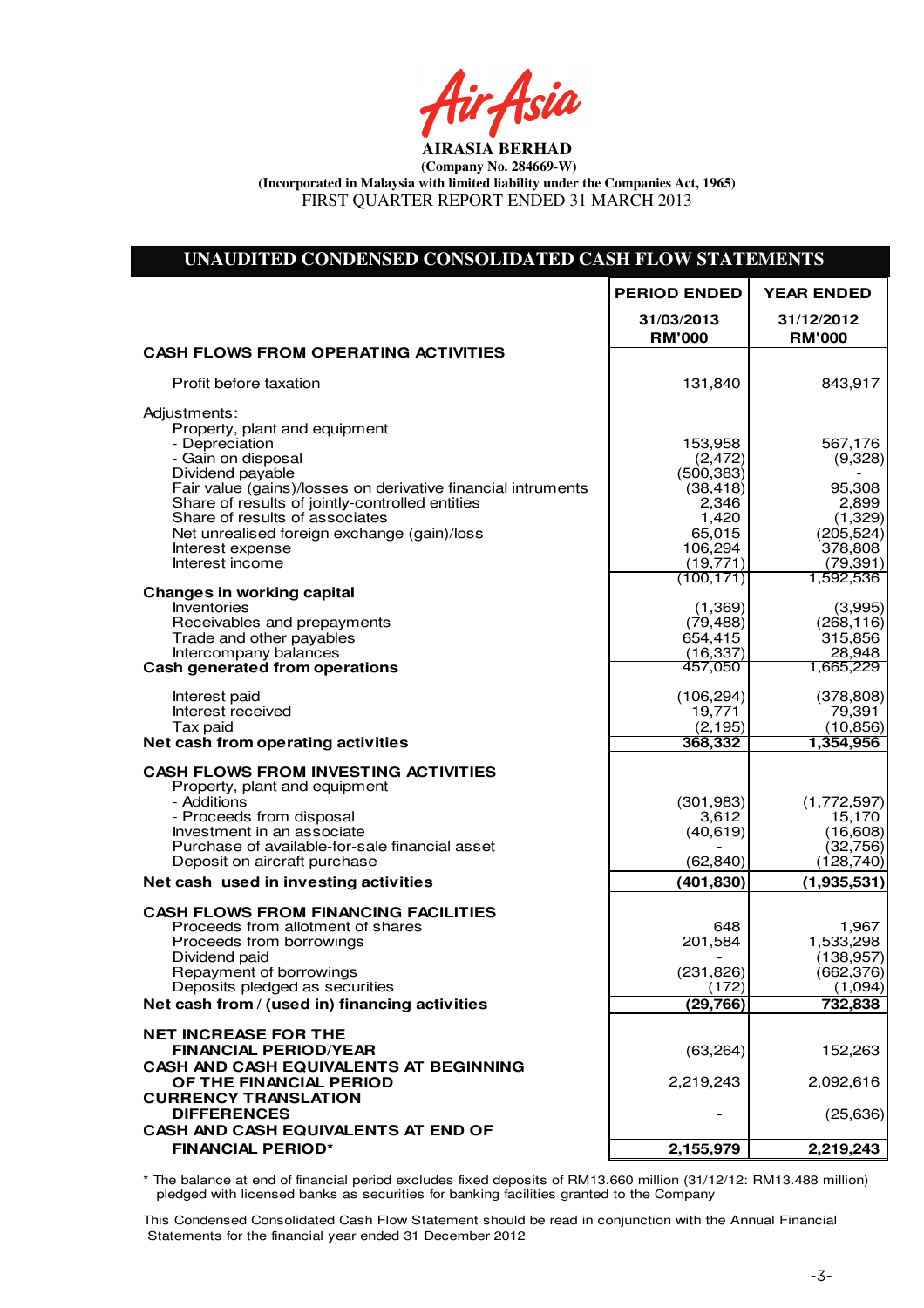**AIRASIA BERHAD**

**(Company No. 284669-W)**

**(Incorporated in Malaysia with limited liability under the Companies Act, 1965)**

FIRST QUARTER REPORT ENDED 31 MARCH 2013

## UNAUDITED CONDENSED CONSOLIDATED CASH FLOW STATEMENTS

| | PERIOD ENDED | YEAR ENDED |
|---|---|---|
| | 31/03/2013 RM'000 | 31/12/2012 RM'000 |
| **CASH FLOWS FROM OPERATING ACTIVITIES** | | |
| Profit before taxation | 131,840 | 843,917 |
| Adjustments: | | |
| Property, plant and equipment | | |
| - Depreciation | 153,958 | 567,176 |
| - Gain on disposal | (2,472) | (9,328) |
| Dividend payable | (500,383) | - |
| Fair value (gains)/losses on derivative financial intruments | (38,418) | 95,308 |
| Share of results of jointly-controlled entities | 2,346 | 2,899 |
| Share of results of associates | 1,420 | (1,329) |
| Net unrealised foreign exchange (gain)/loss | 65,015 | (205,524) |
| Interest expense | 106,294 | 378,808 |
| Interest income | (19,771) | (79,391) |
| | (100,171) | 1,592,536 |
| **Changes in working capital** | | |
| Inventories | (1,369) | (3,995) |
| Receivables and prepayments | (79,488) | (268,116) |
| Trade and other payables | 654,415 | 315,856 |
| Intercompany balances | (16,337) | 28,948 |
| **Cash generated from operations** | 457,050 | 1,665,229 |
| Interest paid | (106,294) | (378,808) |
| Interest received | 19,771 | 79,391 |
| Tax paid | (2,195) | (10,856) |
| **Net cash from operating activities** | **368,332** | **1,354,956** |
| **CASH FLOWS FROM INVESTING ACTIVITIES** | | |
| Property, plant and equipment | | |
| - Additions | (301,983) | (1,772,597) |
| - Proceeds from disposal | 3,612 | 15,170 |
| Investment in an associate | (40,619) | (16,608) |
| Purchase of available-for-sale financial asset | - | (32,756) |
| Deposit on aircraft purchase | (62,840) | (128,740) |
| **Net cash used in investing activities** | **(401,830)** | **(1,935,531)** |
| **CASH FLOWS FROM FINANCING FACILITIES** | | |
| Proceeds from allotment of shares | 648 | 1,967 |
| Proceeds from borrowings | 201,584 | 1,533,298 |
| Dividend paid | - | (138,957) |
| Repayment of borrowings | (231,826) | (662,376) |
| Deposits pledged as securities | (172) | (1,094) |
| **Net cash from / (used in) financing activities** | **(29,766)** | **732,838** |
| **NET INCREASE FOR THE FINANCIAL PERIOD/YEAR** | (63,264) | 152,263 |
| **CASH AND CASH EQUIVALENTS AT BEGINNING OF THE FINANCIAL PERIOD** | 2,219,243 | 2,092,616 |
| **CURRENCY TRANSLATION DIFFERENCES** | - | (25,636) |
| **CASH AND CASH EQUIVALENTS AT END OF FINANCIAL PERIOD*** | **2,155,979** | **2,219,243** |

\* The balance at end of financial period excludes fixed deposits of RM13.660 million (31/12/12: RM13.488 million) pledged with licensed banks as securities for banking facilities granted to the Company

This Condensed Consolidated Cash Flow Statement should be read in conjunction with the Annual Financial Statements for the financial year ended 31 December 2012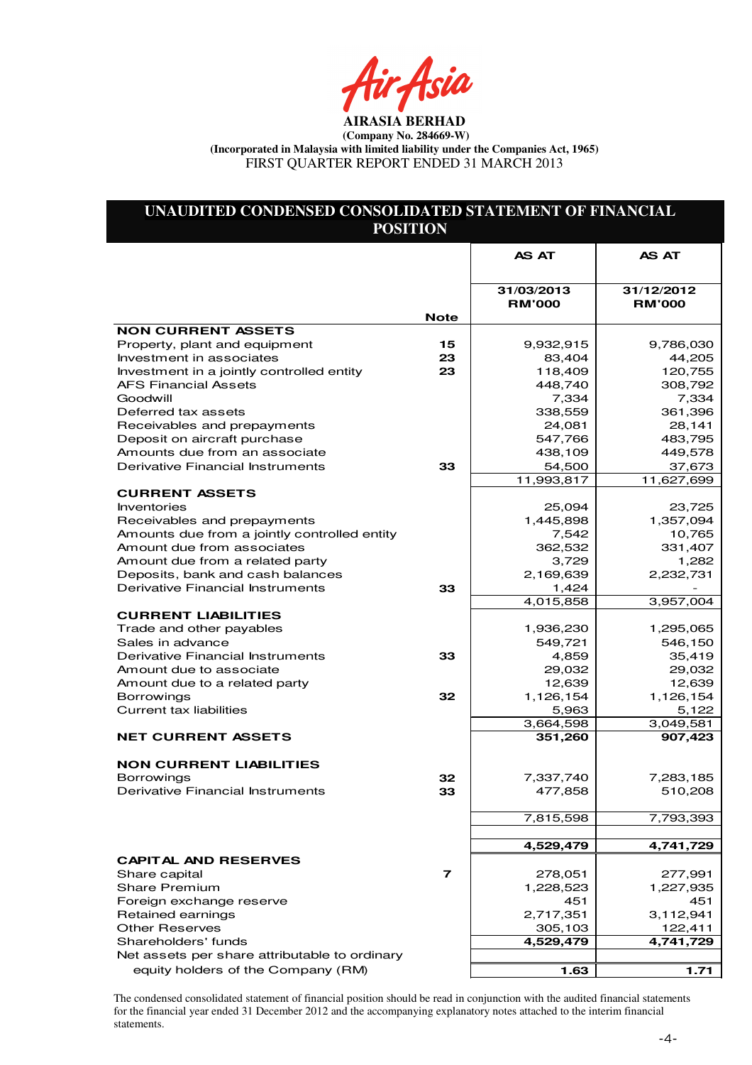**AIRASIA BERHAD**

**(Company No. 284669-W)**

**(Incorporated in Malaysia with limited liability under the Companies Act, 1965)**

FIRST QUARTER REPORT ENDED 31 MARCH 2013

## UNAUDITED CONDENSED CONSOLIDATED STATEMENT OF FINANCIAL POSITION

| | Note | AS AT 31/03/2013 RM'000 | AS AT 31/12/2012 RM'000 |
|---|---|---|---|
| **NON CURRENT ASSETS** | | | |
| Property, plant and equipment | 15 | 9,932,915 | 9,786,030 |
| Investment in associates | 23 | 83,404 | 44,205 |
| Investment in a jointly controlled entity | 23 | 118,409 | 120,755 |
| AFS Financial Assets | | 448,740 | 308,792 |
| Goodwill | | 7,334 | 7,334 |
| Deferred tax assets | | 338,559 | 361,396 |
| Receivables and prepayments | | 24,081 | 28,141 |
| Deposit on aircraft purchase | | 547,766 | 483,795 |
| Amounts due from an associate | | 438,109 | 449,578 |
| Derivative Financial Instruments | 33 | 54,500 | 37,673 |
| | | 11,993,817 | 11,627,699 |
| **CURRENT ASSETS** | | | |
| Inventories | | 25,094 | 23,725 |
| Receivables and prepayments | | 1,445,898 | 1,357,094 |
| Amounts due from a jointly controlled entity | | 7,542 | 10,765 |
| Amount due from associates | | 362,532 | 331,407 |
| Amount due from a related party | | 3,729 | 1,282 |
| Deposits, bank and cash balances | | 2,169,639 | 2,232,731 |
| Derivative Financial Instruments | 33 | 1,424 | - |
| | | 4,015,858 | 3,957,004 |
| **CURRENT LIABILITIES** | | | |
| Trade and other payables | | 1,936,230 | 1,295,065 |
| Sales in advance | | 549,721 | 546,150 |
| Derivative Financial Instruments | 33 | 4,859 | 35,419 |
| Amount due to associate | | 29,032 | 29,032 |
| Amount due to a related party | | 12,639 | 12,639 |
| Borrowings | 32 | 1,126,154 | 1,126,154 |
| Current tax liabilities | | 5,963 | 5,122 |
| | | 3,664,598 | 3,049,581 |
| **NET CURRENT ASSETS** | | **351,260** | **907,423** |
| **NON CURRENT LIABILITIES** | | | |
| Borrowings | 32 | 7,337,740 | 7,283,185 |
| Derivative Financial Instruments | 33 | 477,858 | 510,208 |
| | | 7,815,598 | 7,793,393 |
| | | **4,529,479** | **4,741,729** |
| **CAPITAL AND RESERVES** | | | |
| Share capital | 7 | 278,051 | 277,991 |
| Share Premium | | 1,228,523 | 1,227,935 |
| Foreign exchange reserve | | 451 | 451 |
| Retained earnings | | 2,717,351 | 3,112,941 |
| Other Reserves | | 305,103 | 122,411 |
| Shareholders' funds | | **4,529,479** | **4,741,729** |
| Net assets per share attributable to ordinary equity holders of the Company (RM) | | **1.63** | **1.71** |

The condensed consolidated statement of financial position should be read in conjunction with the audited financial statements for the financial year ended 31 December 2012 and the accompanying explanatory notes attached to the interim financial statements.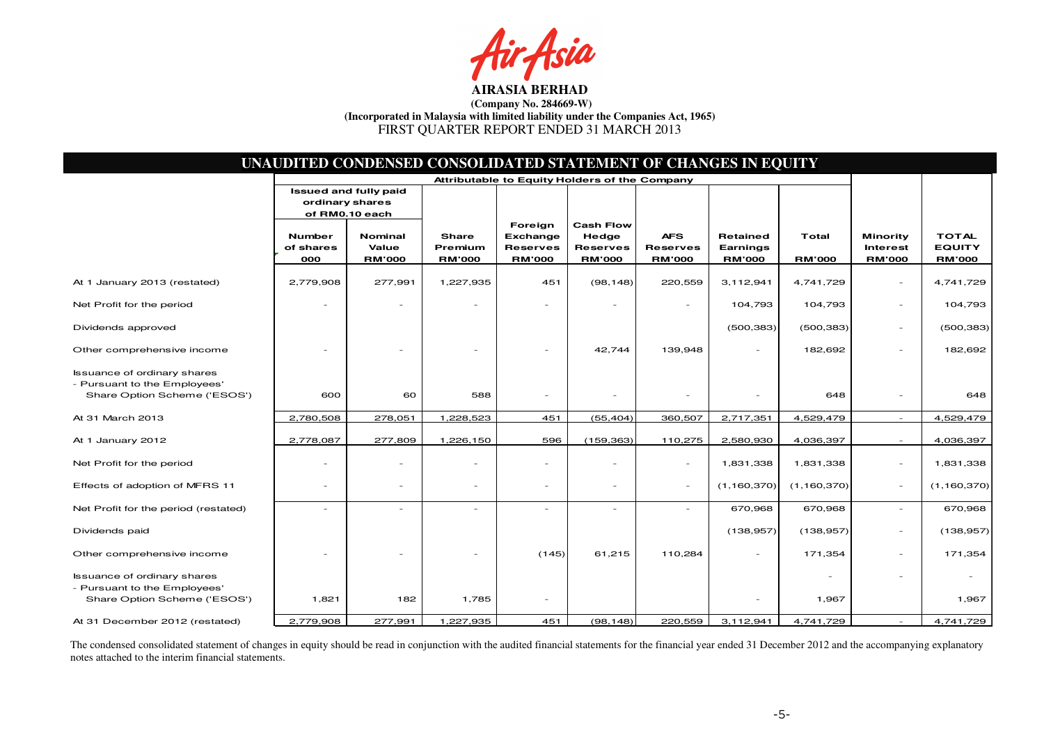**AIRASIA BERHAD**

**(Company No. 284669-W)**

**(Incorporated in Malaysia with limited liability under the Companies Act, 1965)**

FIRST QUARTER REPORT ENDED 31 MARCH 2013

## UNAUDITED CONDENSED CONSOLIDATED STATEMENT OF CHANGES IN EQUITY

| | Attributable to Equity Holders of the Company | | | | | | | | | |
|---|---|---|---|---|---|---|---|---|---|---|
| | Issued and fully paid ordinary shares of RM0.10 each | | | | | | | | | |
| | Number of shares 000 | Nominal Value RM'000 | Share Premium RM'000 | Foreign Exchange Reserves RM'000 | Cash Flow Hedge Reserves RM'000 | AFS Reserves RM'000 | Retained Earnings RM'000 | Total RM'000 | Minority Interest RM'000 | TOTAL EQUITY RM'000 |
| At 1 January 2013 (restated) | 2,779,908 | 277,991 | 1,227,935 | 451 | (98,148) | 220,559 | 3,112,941 | 4,741,729 | - | 4,741,729 |
| Net Profit for the period | - | - | - | - | - | - | 104,793 | 104,793 | - | 104,793 |
| Dividends approved | | | | | | | (500,383) | (500,383) | - | (500,383) |
| Other comprehensive income | - | - | - | - | 42,744 | 139,948 | - | 182,692 | - | 182,692 |
| Issuance of ordinary shares - Pursuant to the Employees' Share Option Scheme ('ESOS') | 600 | 60 | 588 | - | - | - | - | 648 | - | 648 |
| At 31 March 2013 | 2,780,508 | 278,051 | 1,228,523 | 451 | (55,404) | 360,507 | 2,717,351 | 4,529,479 | - | 4,529,479 |
| At 1 January 2012 | 2,778,087 | 277,809 | 1,226,150 | 596 | (159,363) | 110,275 | 2,580,930 | 4,036,397 | - | 4,036,397 |
| Net Profit for the period | - | - | - | - | - | - | 1,831,338 | 1,831,338 | - | 1,831,338 |
| Effects of adoption of MFRS 11 | - | - | - | - | - | - | (1,160,370) | (1,160,370) | - | (1,160,370) |
| Net Profit for the period (restated) | - | - | - | - | - | - | 670,968 | 670,968 | - | 670,968 |
| Dividends paid | | | | | | | (138,957) | (138,957) | - | (138,957) |
| Other comprehensive income | - | - | - | (145) | 61,215 | 110,284 | - | 171,354 | - | 171,354 |
| Issuance of ordinary shares - Pursuant to the Employees' Share Option Scheme ('ESOS') | 1,821 | 182 | 1,785 | - | | | - | 1,967 | - | 1,967 |
| At 31 December 2012 (restated) | 2,779,908 | 277,991 | 1,227,935 | 451 | (98,148) | 220,559 | 3,112,941 | 4,741,729 | - | 4,741,729 |

The condensed consolidated statement of changes in equity should be read in conjunction with the audited financial statements for the financial year ended 31 December 2012 and the accompanying explanatory notes attached to the interim financial statements.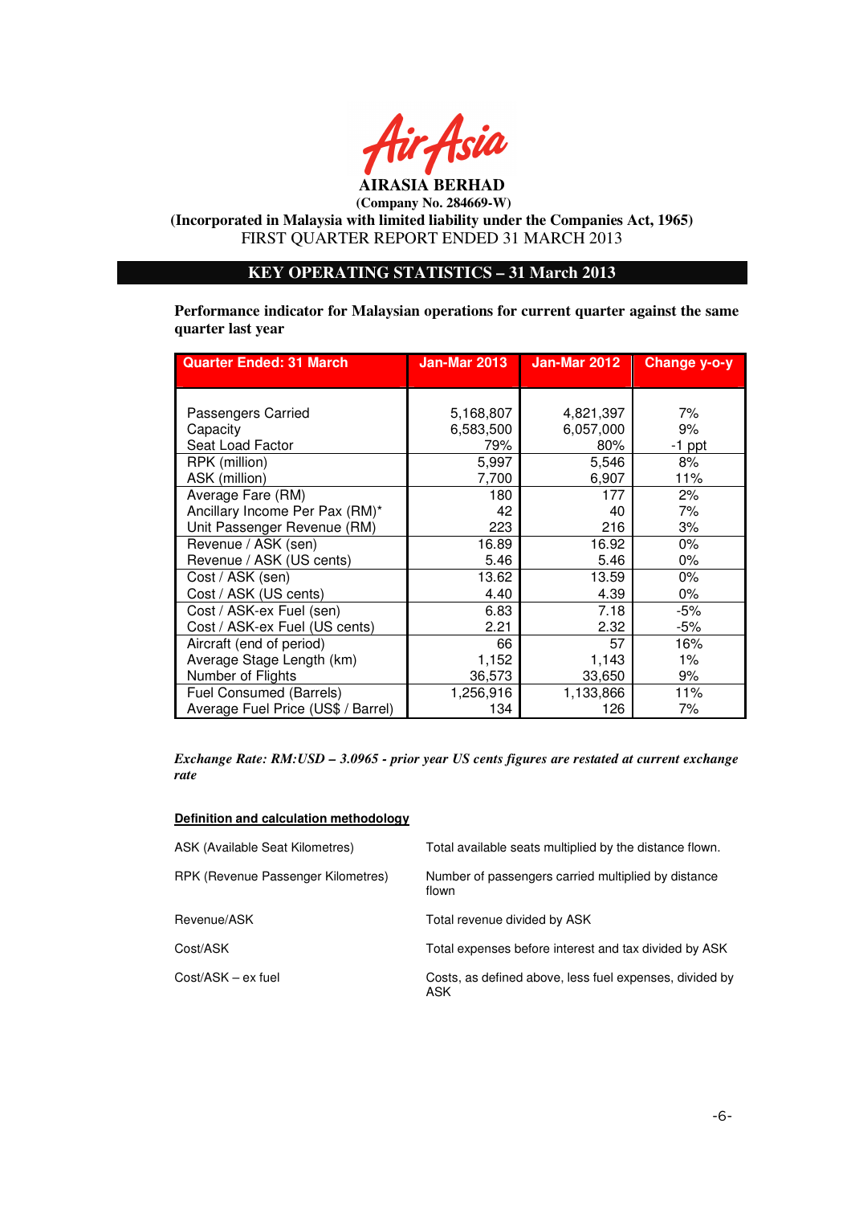**AIRASIA BERHAD**

**(Company No. 284669-W)**

**(Incorporated in Malaysia with limited liability under the Companies Act, 1965)**

FIRST QUARTER REPORT ENDED 31 MARCH 2013

## KEY OPERATING STATISTICS – 31 March 2013

**Performance indicator for Malaysian operations for current quarter against the same quarter last year**

| Quarter Ended: 31 March | Jan-Mar 2013 | Jan-Mar 2012 | Change y-o-y |
|---|---|---|---|
| Passengers Carried | 5,168,807 | 4,821,397 | 7% |
| Capacity | 6,583,500 | 6,057,000 | 9% |
| Seat Load Factor | 79% | 80% | -1 ppt |
| RPK (million) | 5,997 | 5,546 | 8% |
| ASK (million) | 7,700 | 6,907 | 11% |
| Average Fare (RM) | 180 | 177 | 2% |
| Ancillary Income Per Pax (RM)* | 42 | 40 | 7% |
| Unit Passenger Revenue (RM) | 223 | 216 | 3% |
| Revenue / ASK (sen) | 16.89 | 16.92 | 0% |
| Revenue / ASK (US cents) | 5.46 | 5.46 | 0% |
| Cost / ASK (sen) | 13.62 | 13.59 | 0% |
| Cost / ASK (US cents) | 4.40 | 4.39 | 0% |
| Cost / ASK-ex Fuel (sen) | 6.83 | 7.18 | -5% |
| Cost / ASK-ex Fuel (US cents) | 2.21 | 2.32 | -5% |
| Aircraft (end of period) | 66 | 57 | 16% |
| Average Stage Length (km) | 1,152 | 1,143 | 1% |
| Number of Flights | 36,573 | 33,650 | 9% |
| Fuel Consumed (Barrels) | 1,256,916 | 1,133,866 | 11% |
| Average Fuel Price (US$ / Barrel) | 134 | 126 | 7% |

***Exchange Rate: RM:USD – 3.0965 - prior year US cents figures are restated at current exchange rate***

**Definition and calculation methodology**

| | |
|---|---|
| ASK (Available Seat Kilometres) | Total available seats multiplied by the distance flown. |
| RPK (Revenue Passenger Kilometres) | Number of passengers carried multiplied by distance flown |
| Revenue/ASK | Total revenue divided by ASK |
| Cost/ASK | Total expenses before interest and tax divided by ASK |
| Cost/ASK – ex fuel | Costs, as defined above, less fuel expenses, divided by ASK |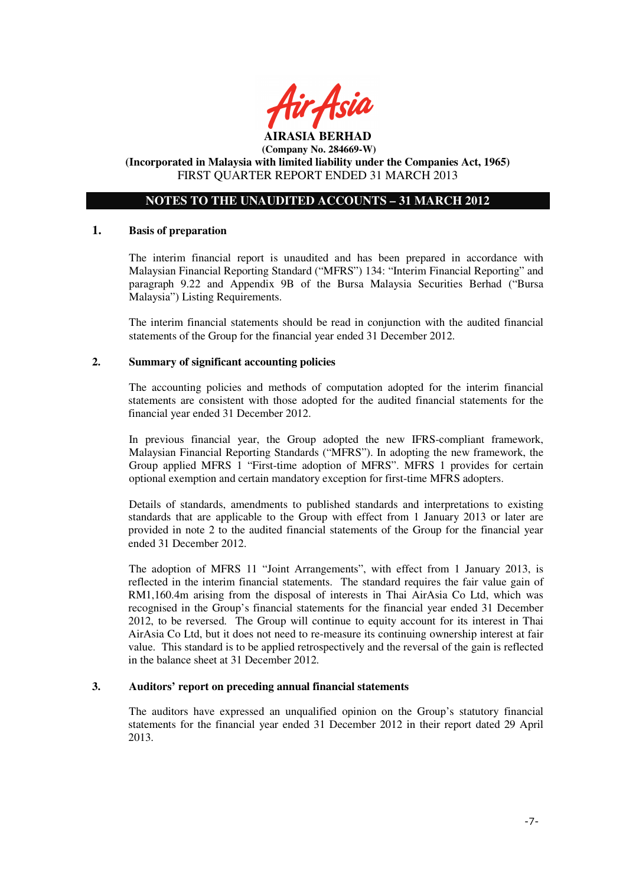**AIRASIA BERHAD**
**(Company No. 284669-W)**
**(Incorporated in Malaysia with limited liability under the Companies Act, 1965)**
FIRST QUARTER REPORT ENDED 31 MARCH 2013

## NOTES TO THE UNAUDITED ACCOUNTS – 31 MARCH 2012

### 1. Basis of preparation

The interim financial report is unaudited and has been prepared in accordance with Malaysian Financial Reporting Standard ("MFRS") 134: "Interim Financial Reporting" and paragraph 9.22 and Appendix 9B of the Bursa Malaysia Securities Berhad ("Bursa Malaysia") Listing Requirements.

The interim financial statements should be read in conjunction with the audited financial statements of the Group for the financial year ended 31 December 2012.

### 2. Summary of significant accounting policies

The accounting policies and methods of computation adopted for the interim financial statements are consistent with those adopted for the audited financial statements for the financial year ended 31 December 2012.

In previous financial year, the Group adopted the new IFRS-compliant framework, Malaysian Financial Reporting Standards ("MFRS"). In adopting the new framework, the Group applied MFRS 1 "First-time adoption of MFRS". MFRS 1 provides for certain optional exemption and certain mandatory exception for first-time MFRS adopters.

Details of standards, amendments to published standards and interpretations to existing standards that are applicable to the Group with effect from 1 January 2013 or later are provided in note 2 to the audited financial statements of the Group for the financial year ended 31 December 2012.

The adoption of MFRS 11 "Joint Arrangements", with effect from 1 January 2013, is reflected in the interim financial statements. The standard requires the fair value gain of RM1,160.4m arising from the disposal of interests in Thai AirAsia Co Ltd, which was recognised in the Group's financial statements for the financial year ended 31 December 2012, to be reversed. The Group will continue to equity account for its interest in Thai AirAsia Co Ltd, but it does not need to re-measure its continuing ownership interest at fair value. This standard is to be applied retrospectively and the reversal of the gain is reflected in the balance sheet at 31 December 2012.

### 3. Auditors' report on preceding annual financial statements

The auditors have expressed an unqualified opinion on the Group's statutory financial statements for the financial year ended 31 December 2012 in their report dated 29 April 2013.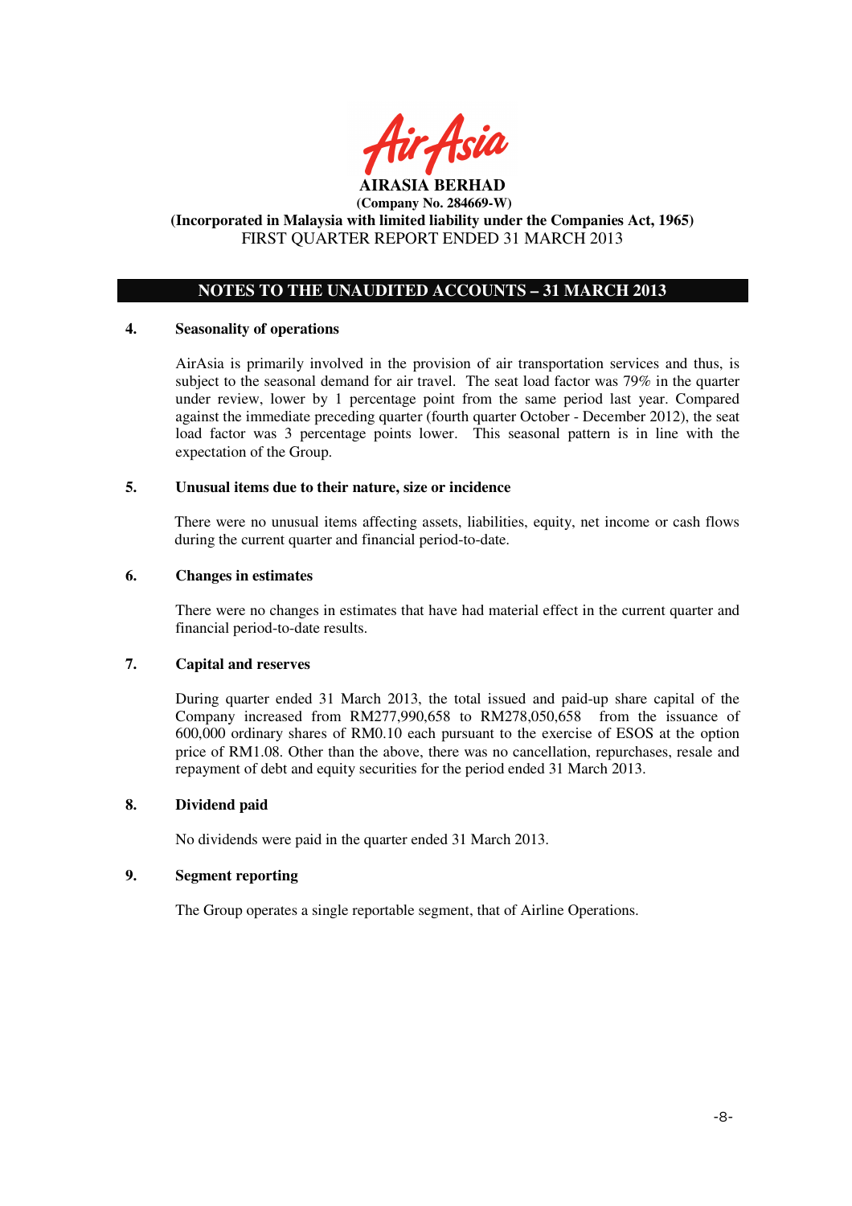**AIRASIA BERHAD**
**(Company No. 284669-W)**
**(Incorporated in Malaysia with limited liability under the Companies Act, 1965)**
FIRST QUARTER REPORT ENDED 31 MARCH 2013

## NOTES TO THE UNAUDITED ACCOUNTS – 31 MARCH 2013

### 4. Seasonality of operations

AirAsia is primarily involved in the provision of air transportation services and thus, is subject to the seasonal demand for air travel. The seat load factor was 79% in the quarter under review, lower by 1 percentage point from the same period last year. Compared against the immediate preceding quarter (fourth quarter October - December 2012), the seat load factor was 3 percentage points lower. This seasonal pattern is in line with the expectation of the Group.

### 5. Unusual items due to their nature, size or incidence

There were no unusual items affecting assets, liabilities, equity, net income or cash flows during the current quarter and financial period-to-date.

### 6. Changes in estimates

There were no changes in estimates that have had material effect in the current quarter and financial period-to-date results.

### 7. Capital and reserves

During quarter ended 31 March 2013, the total issued and paid-up share capital of the Company increased from RM277,990,658 to RM278,050,658 from the issuance of 600,000 ordinary shares of RM0.10 each pursuant to the exercise of ESOS at the option price of RM1.08. Other than the above, there was no cancellation, repurchases, resale and repayment of debt and equity securities for the period ended 31 March 2013.

### 8. Dividend paid

No dividends were paid in the quarter ended 31 March 2013.

### 9. Segment reporting

The Group operates a single reportable segment, that of Airline Operations.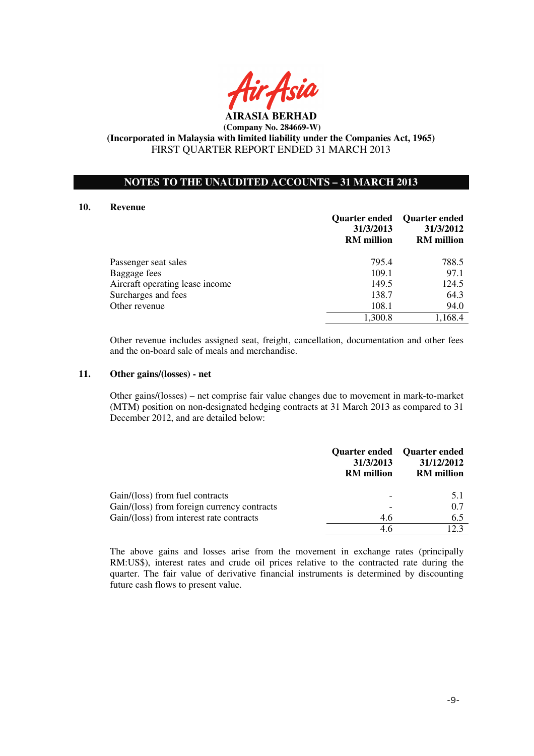AIRASIA BERHAD

(Company No. 284669-W)

(Incorporated in Malaysia with limited liability under the Companies Act, 1965)

FIRST QUARTER REPORT ENDED 31 MARCH 2013

## NOTES TO THE UNAUDITED ACCOUNTS – 31 MARCH 2013

### 10. Revenue

| | Quarter ended 31/3/2013 RM million | Quarter ended 31/3/2012 RM million |
|---|---|---|
| Passenger seat sales | 795.4 | 788.5 |
| Baggage fees | 109.1 | 97.1 |
| Aircraft operating lease income | 149.5 | 124.5 |
| Surcharges and fees | 138.7 | 64.3 |
| Other revenue | 108.1 | 94.0 |
| | 1,300.8 | 1,168.4 |

Other revenue includes assigned seat, freight, cancellation, documentation and other fees and the on-board sale of meals and merchandise.

### 11. Other gains/(losses) - net

Other gains/(losses) – net comprise fair value changes due to movement in mark-to-market (MTM) position on non-designated hedging contracts at 31 March 2013 as compared to 31 December 2012, and are detailed below:

| | Quarter ended 31/3/2013 RM million | Quarter ended 31/12/2012 RM million |
|---|---|---|
| Gain/(loss) from fuel contracts | - | 5.1 |
| Gain/(loss) from foreign currency contracts | - | 0.7 |
| Gain/(loss) from interest rate contracts | 4.6 | 6.5 |
| | 4.6 | 12.3 |

The above gains and losses arise from the movement in exchange rates (principally RM:US$), interest rates and crude oil prices relative to the contracted rate during the quarter. The fair value of derivative financial instruments is determined by discounting future cash flows to present value.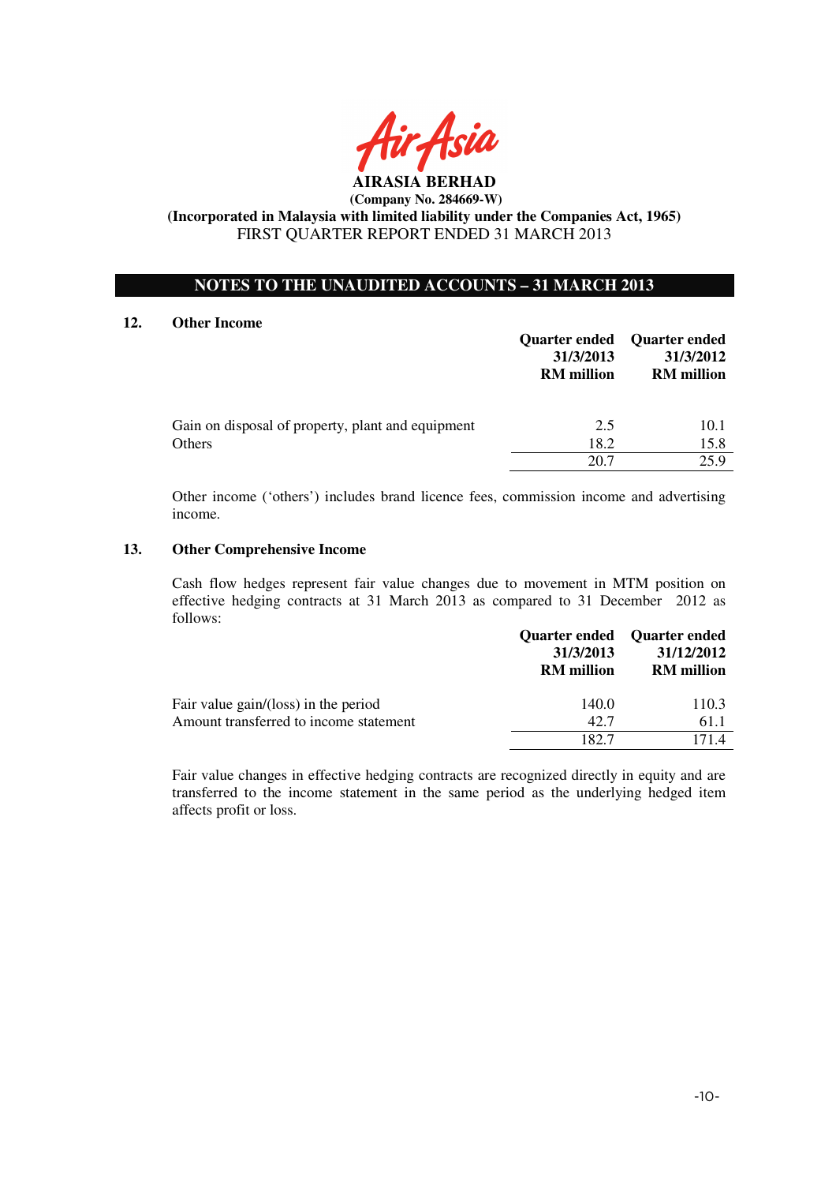**AIRASIA BERHAD**
**(Company No. 284669-W)**
**(Incorporated in Malaysia with limited liability under the Companies Act, 1965)**
FIRST QUARTER REPORT ENDED 31 MARCH 2013

## NOTES TO THE UNAUDITED ACCOUNTS – 31 MARCH 2013

### 12. Other Income

| | Quarter ended 31/3/2013 RM million | Quarter ended 31/3/2012 RM million |
|---|---|---|
| Gain on disposal of property, plant and equipment | 2.5 | 10.1 |
| Others | 18.2 | 15.8 |
| | 20.7 | 25.9 |

Other income ('others') includes brand licence fees, commission income and advertising income.

### 13. Other Comprehensive Income

Cash flow hedges represent fair value changes due to movement in MTM position on effective hedging contracts at 31 March 2013 as compared to 31 December 2012 as follows:

| | Quarter ended 31/3/2013 RM million | Quarter ended 31/12/2012 RM million |
|---|---|---|
| Fair value gain/(loss) in the period | 140.0 | 110.3 |
| Amount transferred to income statement | 42.7 | 61.1 |
| | 182.7 | 171.4 |

Fair value changes in effective hedging contracts are recognized directly in equity and are transferred to the income statement in the same period as the underlying hedged item affects profit or loss.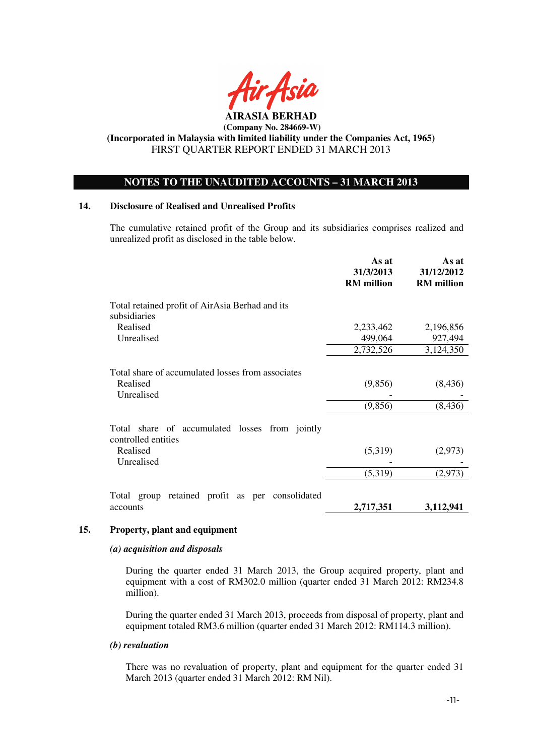# AIRASIA BERHAD

**(Company No. 284669-W)**

**(Incorporated in Malaysia with limited liability under the Companies Act, 1965)**

FIRST QUARTER REPORT ENDED 31 MARCH 2013

## NOTES TO THE UNAUDITED ACCOUNTS – 31 MARCH 2013

### 14. Disclosure of Realised and Unrealised Profits

The cumulative retained profit of the Group and its subsidiaries comprises realized and unrealized profit as disclosed in the table below.

| | **As at 31/3/2013 RM million** | **As at 31/12/2012 RM million** |
|---|---|---|
| Total retained profit of AirAsia Berhad and its subsidiaries | | |
| Realised | 2,233,462 | 2,196,856 |
| Unrealised | 499,064 | 927,494 |
| | 2,732,526 | 3,124,350 |
| Total share of accumulated losses from associates | | |
| Realised | (9,856) | (8,436) |
| Unrealised | - | - |
| | (9,856) | (8,436) |
| Total share of accumulated losses from jointly controlled entities | | |
| Realised | (5,319) | (2,973) |
| Unrealised | - | - |
| | (5,319) | (2,973) |
| Total group retained profit as per consolidated accounts | **2,717,351** | **3,112,941** |

### 15. Property, plant and equipment

***(a) acquisition and disposals***

During the quarter ended 31 March 2013, the Group acquired property, plant and equipment with a cost of RM302.0 million (quarter ended 31 March 2012: RM234.8 million).

During the quarter ended 31 March 2013, proceeds from disposal of property, plant and equipment totaled RM3.6 million (quarter ended 31 March 2012: RM114.3 million).

***(b) revaluation***

There was no revaluation of property, plant and equipment for the quarter ended 31 March 2013 (quarter ended 31 March 2012: RM Nil).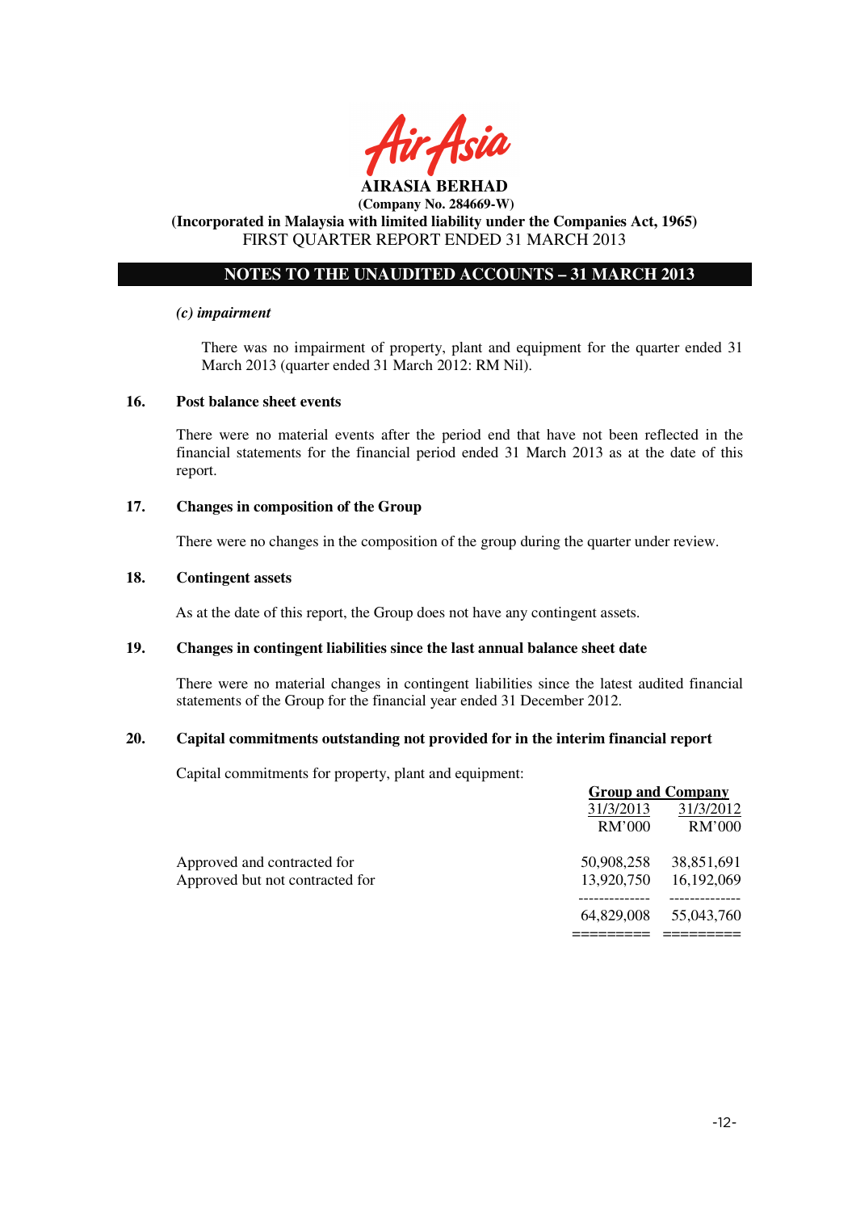**AIRASIA BERHAD**
**(Company No. 284669-W)**
**(Incorporated in Malaysia with limited liability under the Companies Act, 1965)**
FIRST QUARTER REPORT ENDED 31 MARCH 2013

## NOTES TO THE UNAUDITED ACCOUNTS – 31 MARCH 2013

***(c) impairment***

There was no impairment of property, plant and equipment for the quarter ended 31 March 2013 (quarter ended 31 March 2012: RM Nil).

### 16. Post balance sheet events

There were no material events after the period end that have not been reflected in the financial statements for the financial period ended 31 March 2013 as at the date of this report.

### 17. Changes in composition of the Group

There were no changes in the composition of the group during the quarter under review.

### 18. Contingent assets

As at the date of this report, the Group does not have any contingent assets.

### 19. Changes in contingent liabilities since the last annual balance sheet date

There were no material changes in contingent liabilities since the latest audited financial statements of the Group for the financial year ended 31 December 2012.

### 20. Capital commitments outstanding not provided for in the interim financial report

Capital commitments for property, plant and equipment:

| | Group and Company | |
|---|---|---|
| | 31/3/2013 | 31/3/2012 |
| | RM'000 | RM'000 |
| Approved and contracted for | 50,908,258 | 38,851,691 |
| Approved but not contracted for | 13,920,750 | 16,192,069 |
| | 64,829,008 | 55,043,760 |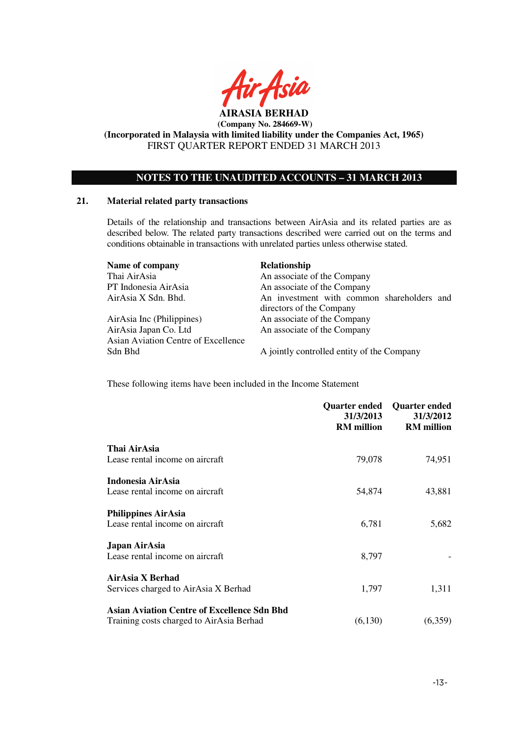**AIRASIA BERHAD**
**(Company No. 284669-W)**
**(Incorporated in Malaysia with limited liability under the Companies Act, 1965)**
FIRST QUARTER REPORT ENDED 31 MARCH 2013

## NOTES TO THE UNAUDITED ACCOUNTS – 31 MARCH 2013

### 21. Material related party transactions

Details of the relationship and transactions between AirAsia and its related parties are as described below. The related party transactions described were carried out on the terms and conditions obtainable in transactions with unrelated parties unless otherwise stated.

| Name of company | Relationship |
|---|---|
| Thai AirAsia | An associate of the Company |
| PT Indonesia AirAsia | An associate of the Company |
| AirAsia X Sdn. Bhd. | An investment with common shareholders and directors of the Company |
| AirAsia Inc (Philippines) | An associate of the Company |
| AirAsia Japan Co. Ltd | An associate of the Company |
| Asian Aviation Centre of Excellence Sdn Bhd | A jointly controlled entity of the Company |

These following items have been included in the Income Statement

| | Quarter ended 31/3/2013 RM million | Quarter ended 31/3/2012 RM million |
|---|---|---|
| **Thai AirAsia** | | |
| Lease rental income on aircraft | 79,078 | 74,951 |
| **Indonesia AirAsia** | | |
| Lease rental income on aircraft | 54,874 | 43,881 |
| **Philippines AirAsia** | | |
| Lease rental income on aircraft | 6,781 | 5,682 |
| **Japan AirAsia** | | |
| Lease rental income on aircraft | 8,797 | - |
| **AirAsia X Berhad** | | |
| Services charged to AirAsia X Berhad | 1,797 | 1,311 |
| **Asian Aviation Centre of Excellence Sdn Bhd** | | |
| Training costs charged to AirAsia Berhad | (6,130) | (6,359) |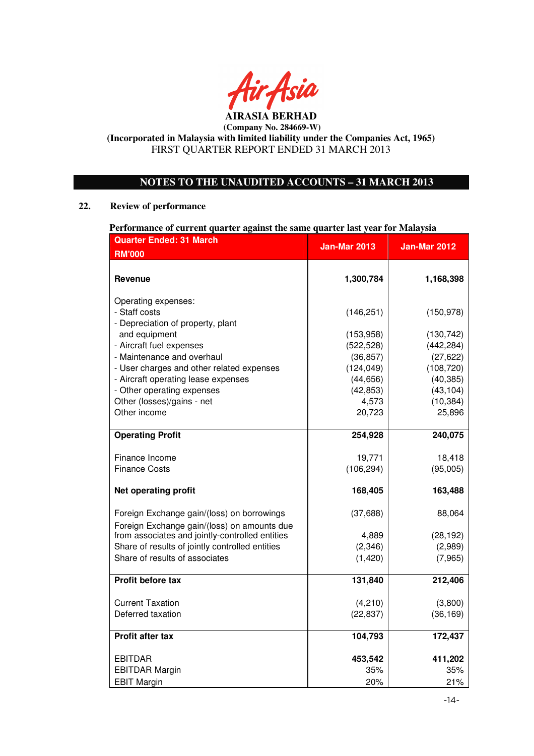AIRASIA BERHAD

(Company No. 284669-W)

(Incorporated in Malaysia with limited liability under the Companies Act, 1965)

FIRST QUARTER REPORT ENDED 31 MARCH 2013

## NOTES TO THE UNAUDITED ACCOUNTS – 31 MARCH 2013

### 22. Review of performance

**Performance of current quarter against the same quarter last year for Malaysia**

| Quarter Ended: 31 March<br>RM'000 | Jan-Mar 2013 | Jan-Mar 2012 |
|---|---|---|
| **Revenue** | **1,300,784** | **1,168,398** |
| Operating expenses: | | |
| - Staff costs | (146,251) | (150,978) |
| - Depreciation of property, plant and equipment | (153,958) | (130,742) |
| - Aircraft fuel expenses | (522,528) | (442,284) |
| - Maintenance and overhaul | (36,857) | (27,622) |
| - User charges and other related expenses | (124,049) | (108,720) |
| - Aircraft operating lease expenses | (44,656) | (40,385) |
| - Other operating expenses | (42,853) | (43,104) |
| Other (losses)/gains - net | 4,573 | (10,384) |
| Other income | 20,723 | 25,896 |
| **Operating Profit** | **254,928** | **240,075** |
| Finance Income | 19,771 | 18,418 |
| Finance Costs | (106,294) | (95,005) |
| **Net operating profit** | **168,405** | **163,488** |
| Foreign Exchange gain/(loss) on borrowings | (37,688) | 88,064 |
| Foreign Exchange gain/(loss) on amounts due from associates and jointly-controlled entities | 4,889 | (28,192) |
| Share of results of jointly controlled entities | (2,346) | (2,989) |
| Share of results of associates | (1,420) | (7,965) |
| **Profit before tax** | **131,840** | **212,406** |
| Current Taxation | (4,210) | (3,800) |
| Deferred taxation | (22,837) | (36,169) |
| **Profit after tax** | **104,793** | **172,437** |
| EBITDAR | **453,542** | **411,202** |
| EBITDAR Margin | 35% | 35% |
| EBIT Margin | 20% | 21% |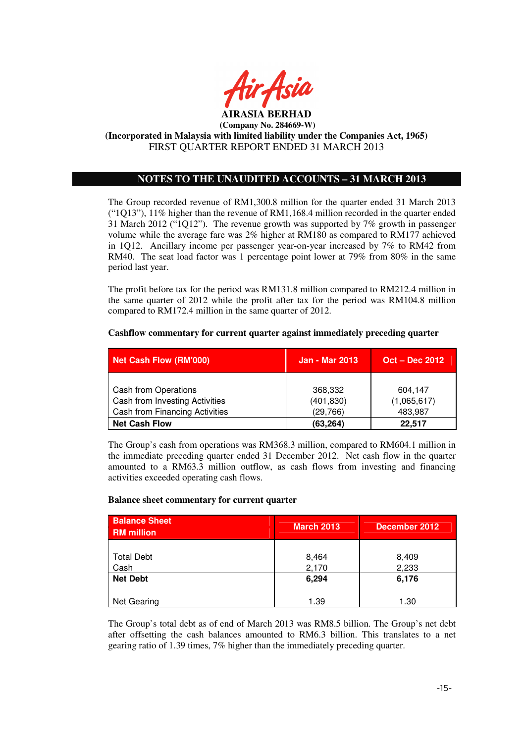**AIRASIA BERHAD**
**(Company No. 284669-W)**
**(Incorporated in Malaysia with limited liability under the Companies Act, 1965)**
FIRST QUARTER REPORT ENDED 31 MARCH 2013

## NOTES TO THE UNAUDITED ACCOUNTS – 31 MARCH 2013

The Group recorded revenue of RM1,300.8 million for the quarter ended 31 March 2013 ("1Q13"), 11% higher than the revenue of RM1,168.4 million recorded in the quarter ended 31 March 2012 ("1Q12"). The revenue growth was supported by 7% growth in passenger volume while the average fare was 2% higher at RM180 as compared to RM177 achieved in 1Q12. Ancillary income per passenger year-on-year increased by 7% to RM42 from RM40. The seat load factor was 1 percentage point lower at 79% from 80% in the same period last year.

The profit before tax for the period was RM131.8 million compared to RM212.4 million in the same quarter of 2012 while the profit after tax for the period was RM104.8 million compared to RM172.4 million in the same quarter of 2012.

**Cashflow commentary for current quarter against immediately preceding quarter**

| Net Cash Flow (RM'000) | Jan - Mar 2013 | Oct – Dec 2012 |
|---|---|---|
| Cash from Operations | 368,332 | 604,147 |
| Cash from Investing Activities | (401,830) | (1,065,617) |
| Cash from Financing Activities | (29,766) | 483,987 |
| **Net Cash Flow** | **(63,264)** | **22,517** |

The Group's cash from operations was RM368.3 million, compared to RM604.1 million in the immediate preceding quarter ended 31 December 2012. Net cash flow in the quarter amounted to a RM63.3 million outflow, as cash flows from investing and financing activities exceeded operating cash flows.

**Balance sheet commentary for current quarter**

| Balance Sheet RM million | March 2013 | December 2012 |
|---|---|---|
| Total Debt | 8,464 | 8,409 |
| Cash | 2,170 | 2,233 |
| **Net Debt** | **6,294** | **6,176** |
| Net Gearing | 1.39 | 1.30 |

The Group's total debt as of end of March 2013 was RM8.5 billion. The Group's net debt after offsetting the cash balances amounted to RM6.3 billion. This translates to a net gearing ratio of 1.39 times, 7% higher than the immediately preceding quarter.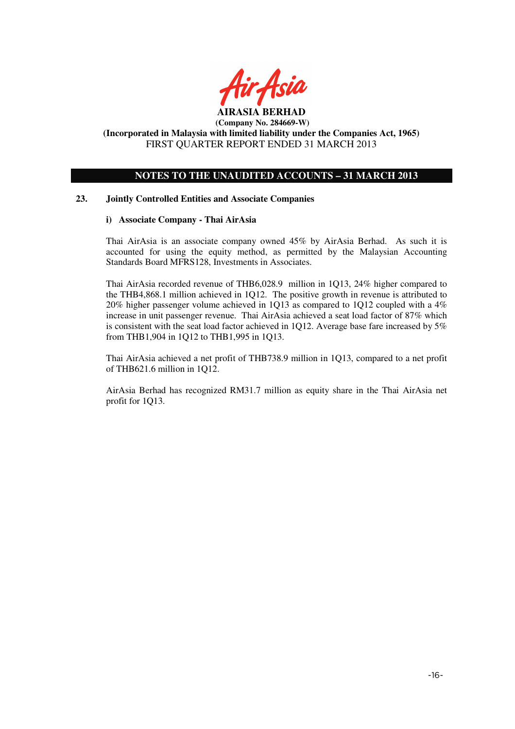**AIRASIA BERHAD**
**(Company No. 284669-W)**
**(Incorporated in Malaysia with limited liability under the Companies Act, 1965)**
FIRST QUARTER REPORT ENDED 31 MARCH 2013

## NOTES TO THE UNAUDITED ACCOUNTS – 31 MARCH 2013

### 23. Jointly Controlled Entities and Associate Companies

#### i) Associate Company - Thai AirAsia

Thai AirAsia is an associate company owned 45% by AirAsia Berhad. As such it is accounted for using the equity method, as permitted by the Malaysian Accounting Standards Board MFRS128, Investments in Associates.

Thai AirAsia recorded revenue of THB6,028.9 million in 1Q13, 24% higher compared to the THB4,868.1 million achieved in 1Q12. The positive growth in revenue is attributed to 20% higher passenger volume achieved in 1Q13 as compared to 1Q12 coupled with a 4% increase in unit passenger revenue. Thai AirAsia achieved a seat load factor of 87% which is consistent with the seat load factor achieved in 1Q12. Average base fare increased by 5% from THB1,904 in 1Q12 to THB1,995 in 1Q13.

Thai AirAsia achieved a net profit of THB738.9 million in 1Q13, compared to a net profit of THB621.6 million in 1Q12.

AirAsia Berhad has recognized RM31.7 million as equity share in the Thai AirAsia net profit for 1Q13.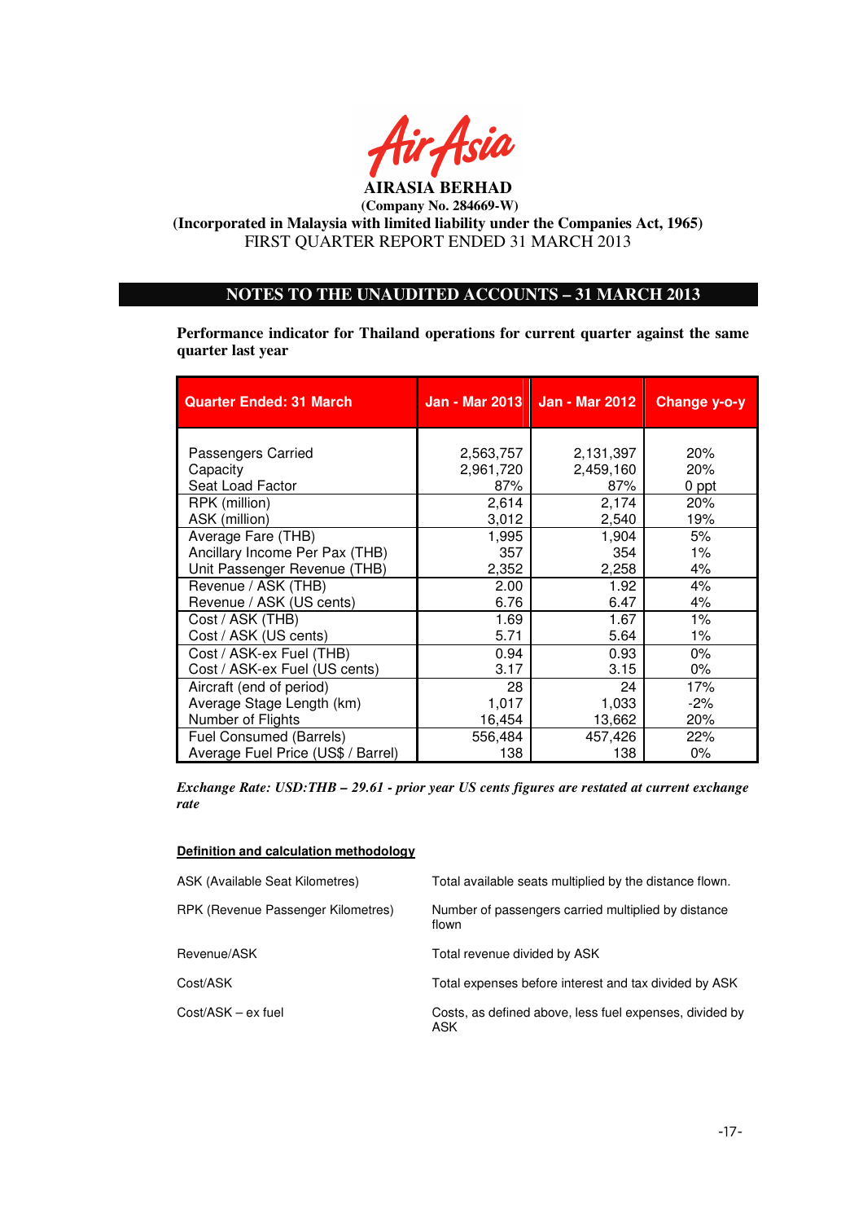**AIRASIA BERHAD**
**(Company No. 284669-W)**
**(Incorporated in Malaysia with limited liability under the Companies Act, 1965)**
FIRST QUARTER REPORT ENDED 31 MARCH 2013

## NOTES TO THE UNAUDITED ACCOUNTS – 31 MARCH 2013

**Performance indicator for Thailand operations for current quarter against the same quarter last year**

| Quarter Ended: 31 March | Jan - Mar 2013 | Jan - Mar 2012 | Change y-o-y |
|---|---|---|---|
| Passengers Carried | 2,563,757 | 2,131,397 | 20% |
| Capacity | 2,961,720 | 2,459,160 | 20% |
| Seat Load Factor | 87% | 87% | 0 ppt |
| RPK (million) | 2,614 | 2,174 | 20% |
| ASK (million) | 3,012 | 2,540 | 19% |
| Average Fare (THB) | 1,995 | 1,904 | 5% |
| Ancillary Income Per Pax (THB) | 357 | 354 | 1% |
| Unit Passenger Revenue (THB) | 2,352 | 2,258 | 4% |
| Revenue / ASK (THB) | 2.00 | 1.92 | 4% |
| Revenue / ASK (US cents) | 6.76 | 6.47 | 4% |
| Cost / ASK (THB) | 1.69 | 1.67 | 1% |
| Cost / ASK (US cents) | 5.71 | 5.64 | 1% |
| Cost / ASK-ex Fuel (THB) | 0.94 | 0.93 | 0% |
| Cost / ASK-ex Fuel (US cents) | 3.17 | 3.15 | 0% |
| Aircraft (end of period) | 28 | 24 | 17% |
| Average Stage Length (km) | 1,017 | 1,033 | -2% |
| Number of Flights | 16,454 | 13,662 | 20% |
| Fuel Consumed (Barrels) | 556,484 | 457,426 | 22% |
| Average Fuel Price (US$ / Barrel) | 138 | 138 | 0% |

***Exchange Rate: USD:THB – 29.61 - prior year US cents figures are restated at current exchange rate***

**Definition and calculation methodology**

| | |
|---|---|
| ASK (Available Seat Kilometres) | Total available seats multiplied by the distance flown. |
| RPK (Revenue Passenger Kilometres) | Number of passengers carried multiplied by distance flown |
| Revenue/ASK | Total revenue divided by ASK |
| Cost/ASK | Total expenses before interest and tax divided by ASK |
| Cost/ASK – ex fuel | Costs, as defined above, less fuel expenses, divided by ASK |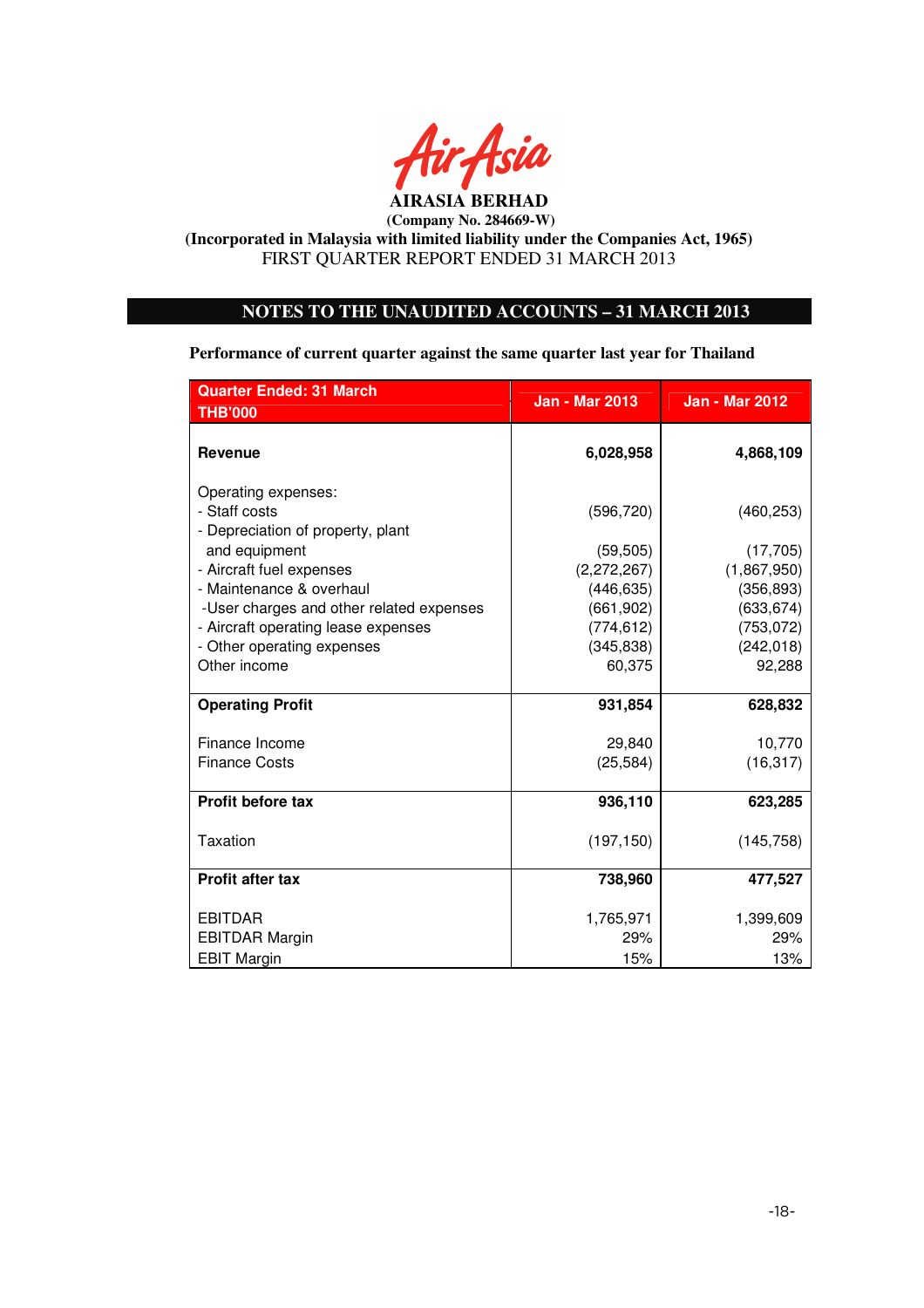**AIRASIA BERHAD**
**(Company No. 284669-W)**
**(Incorporated in Malaysia with limited liability under the Companies Act, 1965)**
FIRST QUARTER REPORT ENDED 31 MARCH 2013

## NOTES TO THE UNAUDITED ACCOUNTS – 31 MARCH 2013

**Performance of current quarter against the same quarter last year for Thailand**

| Quarter Ended: 31 March<br>THB'000 | Jan - Mar 2013 | Jan - Mar 2012 |
|---|---|---|
| **Revenue** | **6,028,958** | **4,868,109** |
| Operating expenses: | | |
| - Staff costs | (596,720) | (460,253) |
| - Depreciation of property, plant and equipment | (59,505) | (17,705) |
| - Aircraft fuel expenses | (2,272,267) | (1,867,950) |
| - Maintenance & overhaul | (446,635) | (356,893) |
| -User charges and other related expenses | (661,902) | (633,674) |
| - Aircraft operating lease expenses | (774,612) | (753,072) |
| - Other operating expenses | (345,838) | (242,018) |
| Other income | 60,375 | 92,288 |
| **Operating Profit** | **931,854** | **628,832** |
| Finance Income | 29,840 | 10,770 |
| Finance Costs | (25,584) | (16,317) |
| **Profit before tax** | **936,110** | **623,285** |
| Taxation | (197,150) | (145,758) |
| **Profit after tax** | **738,960** | **477,527** |
| EBITDAR | 1,765,971 | 1,399,609 |
| EBITDAR Margin | 29% | 29% |
| EBIT Margin | 15% | 13% |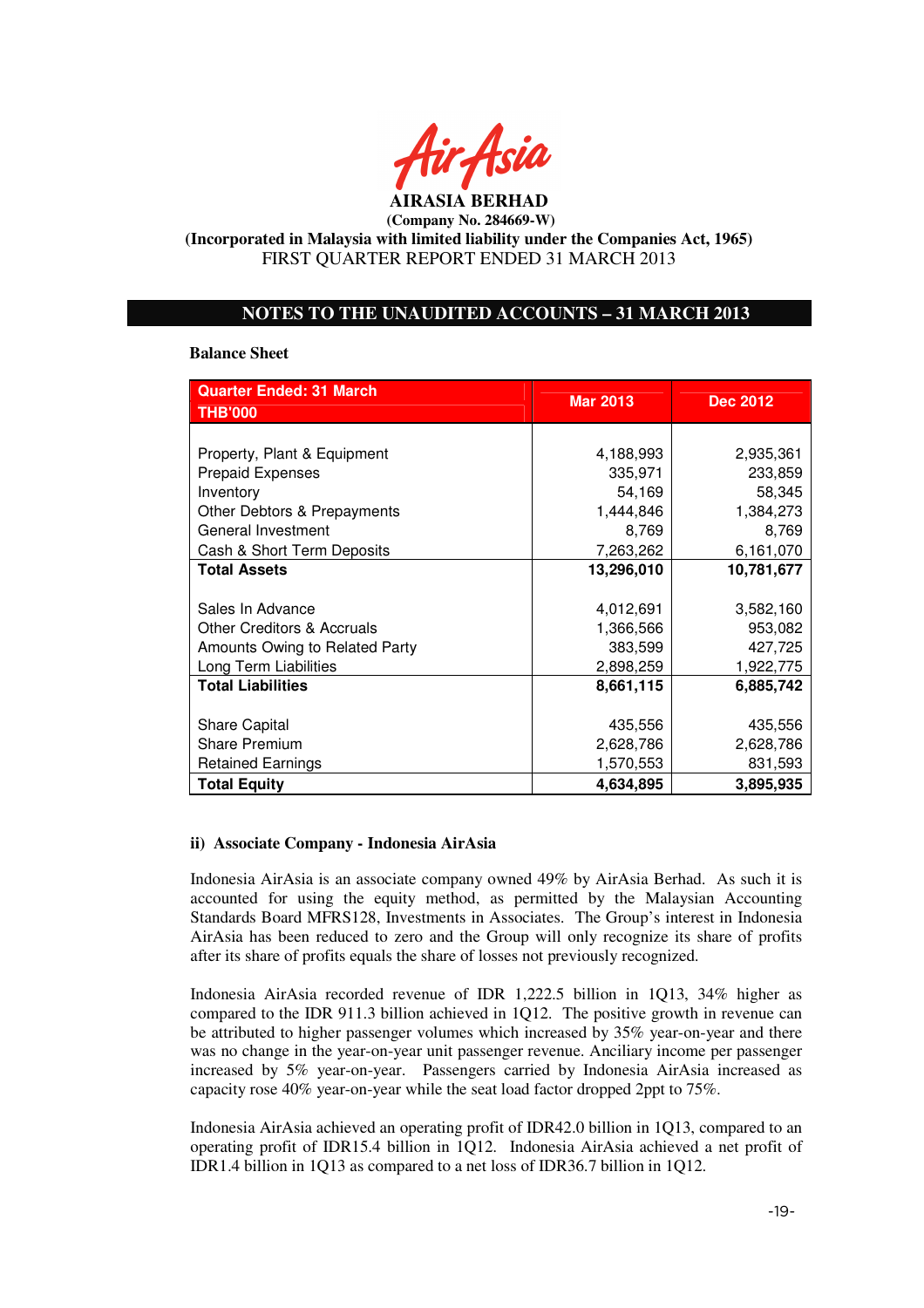**AIRASIA BERHAD**
**(Company No. 284669-W)**
**(Incorporated in Malaysia with limited liability under the Companies Act, 1965)**
FIRST QUARTER REPORT ENDED 31 MARCH 2013

## NOTES TO THE UNAUDITED ACCOUNTS – 31 MARCH 2013

**Balance Sheet**

| Quarter Ended: 31 March<br>THB'000 | Mar 2013 | Dec 2012 |
|---|---|---|
| Property, Plant & Equipment | 4,188,993 | 2,935,361 |
| Prepaid Expenses | 335,971 | 233,859 |
| Inventory | 54,169 | 58,345 |
| Other Debtors & Prepayments | 1,444,846 | 1,384,273 |
| General Investment | 8,769 | 8,769 |
| Cash & Short Term Deposits | 7,263,262 | 6,161,070 |
| **Total Assets** | **13,296,010** | **10,781,677** |
| Sales In Advance | 4,012,691 | 3,582,160 |
| Other Creditors & Accruals | 1,366,566 | 953,082 |
| Amounts Owing to Related Party | 383,599 | 427,725 |
| Long Term Liabilities | 2,898,259 | 1,922,775 |
| **Total Liabilities** | **8,661,115** | **6,885,742** |
| Share Capital | 435,556 | 435,556 |
| Share Premium | 2,628,786 | 2,628,786 |
| Retained Earnings | 1,570,553 | 831,593 |
| **Total Equity** | **4,634,895** | **3,895,935** |

**ii) Associate Company - Indonesia AirAsia**

Indonesia AirAsia is an associate company owned 49% by AirAsia Berhad. As such it is accounted for using the equity method, as permitted by the Malaysian Accounting Standards Board MFRS128, Investments in Associates. The Group's interest in Indonesia AirAsia has been reduced to zero and the Group will only recognize its share of profits after its share of profits equals the share of losses not previously recognized.

Indonesia AirAsia recorded revenue of IDR 1,222.5 billion in 1Q13, 34% higher as compared to the IDR 911.3 billion achieved in 1Q12. The positive growth in revenue can be attributed to higher passenger volumes which increased by 35% year-on-year and there was no change in the year-on-year unit passenger revenue. Anciliary income per passenger increased by 5% year-on-year. Passengers carried by Indonesia AirAsia increased as capacity rose 40% year-on-year while the seat load factor dropped 2ppt to 75%.

Indonesia AirAsia achieved an operating profit of IDR42.0 billion in 1Q13, compared to an operating profit of IDR15.4 billion in 1Q12. Indonesia AirAsia achieved a net profit of IDR1.4 billion in 1Q13 as compared to a net loss of IDR36.7 billion in 1Q12.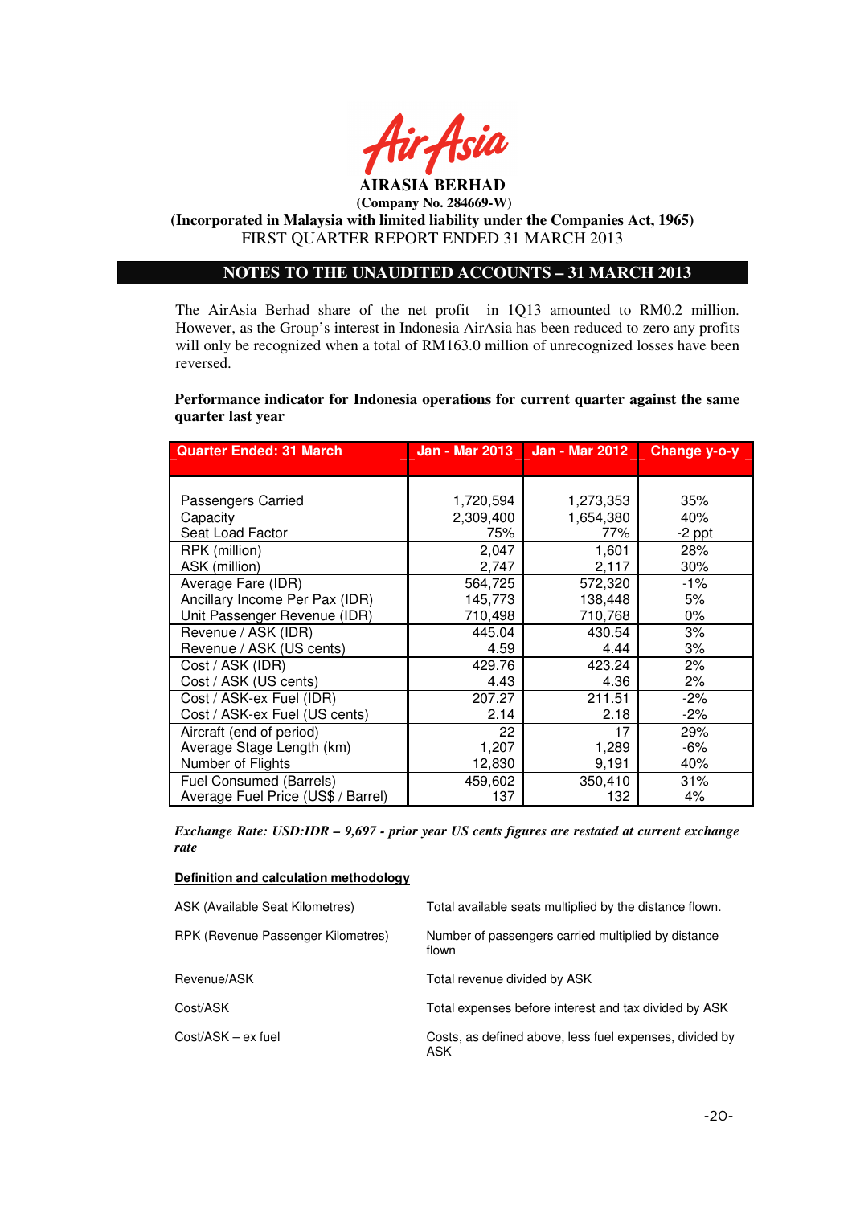**AIRASIA BERHAD**

**(Company No. 284669-W)**

**(Incorporated in Malaysia with limited liability under the Companies Act, 1965)**

FIRST QUARTER REPORT ENDED 31 MARCH 2013

## NOTES TO THE UNAUDITED ACCOUNTS – 31 MARCH 2013

The AirAsia Berhad share of the net profit in 1Q13 amounted to RM0.2 million. However, as the Group's interest in Indonesia AirAsia has been reduced to zero any profits will only be recognized when a total of RM163.0 million of unrecognized losses have been reversed.

**Performance indicator for Indonesia operations for current quarter against the same quarter last year**

| Quarter Ended: 31 March | Jan - Mar 2013 | Jan - Mar 2012 | Change y-o-y |
|---|---|---|---|
| Passengers Carried | 1,720,594 | 1,273,353 | 35% |
| Capacity | 2,309,400 | 1,654,380 | 40% |
| Seat Load Factor | 75% | 77% | -2 ppt |
| RPK (million) | 2,047 | 1,601 | 28% |
| ASK (million) | 2,747 | 2,117 | 30% |
| Average Fare (IDR) | 564,725 | 572,320 | -1% |
| Ancillary Income Per Pax (IDR) | 145,773 | 138,448 | 5% |
| Unit Passenger Revenue (IDR) | 710,498 | 710,768 | 0% |
| Revenue / ASK (IDR) | 445.04 | 430.54 | 3% |
| Revenue / ASK (US cents) | 4.59 | 4.44 | 3% |
| Cost / ASK (IDR) | 429.76 | 423.24 | 2% |
| Cost / ASK (US cents) | 4.43 | 4.36 | 2% |
| Cost / ASK-ex Fuel (IDR) | 207.27 | 211.51 | -2% |
| Cost / ASK-ex Fuel (US cents) | 2.14 | 2.18 | -2% |
| Aircraft (end of period) | 22 | 17 | 29% |
| Average Stage Length (km) | 1,207 | 1,289 | -6% |
| Number of Flights | 12,830 | 9,191 | 40% |
| Fuel Consumed (Barrels) | 459,602 | 350,410 | 31% |
| Average Fuel Price (US$ / Barrel) | 137 | 132 | 4% |

***Exchange Rate: USD:IDR – 9,697 - prior year US cents figures are restated at current exchange rate***

**Definition and calculation methodology**

| | |
|---|---|
| ASK (Available Seat Kilometres) | Total available seats multiplied by the distance flown. |
| RPK (Revenue Passenger Kilometres) | Number of passengers carried multiplied by distance flown |
| Revenue/ASK | Total revenue divided by ASK |
| Cost/ASK | Total expenses before interest and tax divided by ASK |
| Cost/ASK – ex fuel | Costs, as defined above, less fuel expenses, divided by ASK |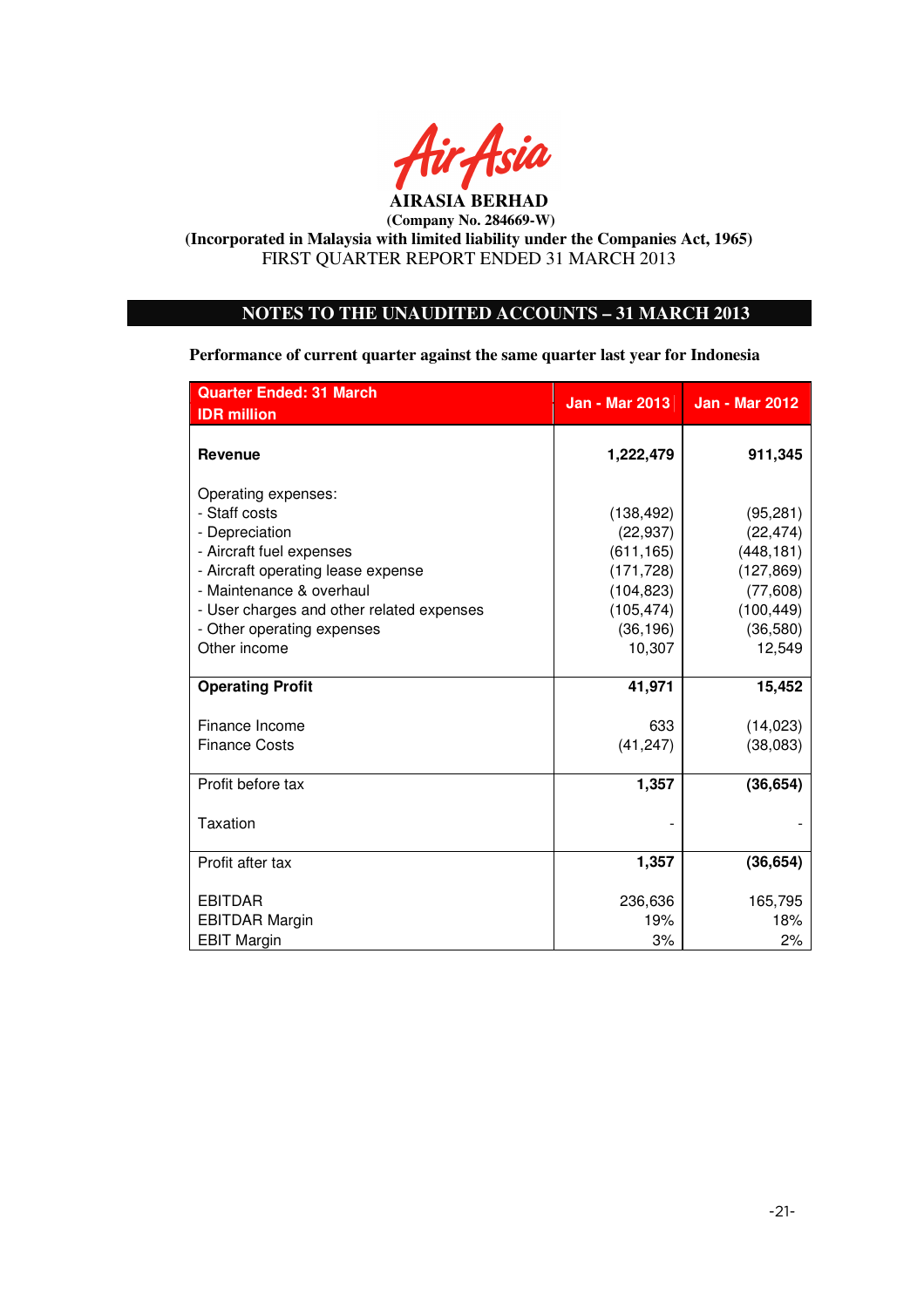**AIRASIA BERHAD**
**(Company No. 284669-W)**
**(Incorporated in Malaysia with limited liability under the Companies Act, 1965)**
FIRST QUARTER REPORT ENDED 31 MARCH 2013

## NOTES TO THE UNAUDITED ACCOUNTS – 31 MARCH 2013

**Performance of current quarter against the same quarter last year for Indonesia**

| Quarter Ended: 31 March<br>IDR million | Jan - Mar 2013 | Jan - Mar 2012 |
|---|---|---|
| **Revenue** | **1,222,479** | **911,345** |
| Operating expenses: | | |
| - Staff costs | (138,492) | (95,281) |
| - Depreciation | (22,937) | (22,474) |
| - Aircraft fuel expenses | (611,165) | (448,181) |
| - Aircraft operating lease expense | (171,728) | (127,869) |
| - Maintenance & overhaul | (104,823) | (77,608) |
| - User charges and other related expenses | (105,474) | (100,449) |
| - Other operating expenses | (36,196) | (36,580) |
| Other income | 10,307 | 12,549 |
| **Operating Profit** | **41,971** | **15,452** |
| Finance Income | 633 | (14,023) |
| Finance Costs | (41,247) | (38,083) |
| Profit before tax | **1,357** | **(36,654)** |
| Taxation | - | - |
| Profit after tax | **1,357** | **(36,654)** |
| EBITDAR | 236,636 | 165,795 |
| EBITDAR Margin | 19% | 18% |
| EBIT Margin | 3% | 2% |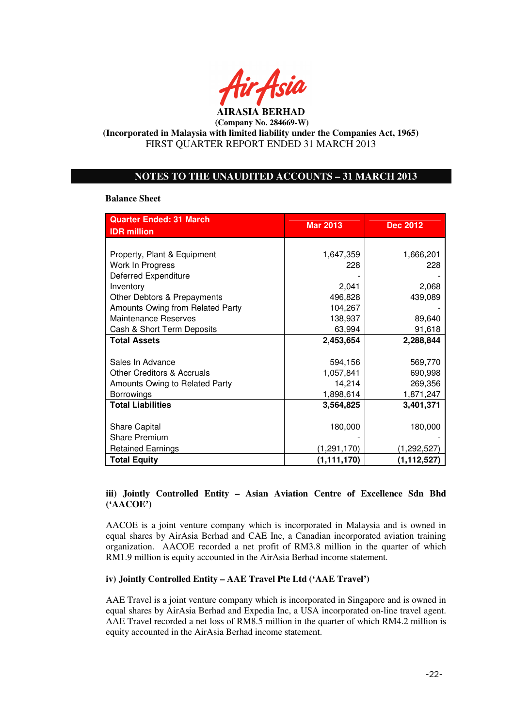**AIRASIA BERHAD**
**(Company No. 284669-W)**
**(Incorporated in Malaysia with limited liability under the Companies Act, 1965)**
FIRST QUARTER REPORT ENDED 31 MARCH 2013

## NOTES TO THE UNAUDITED ACCOUNTS – 31 MARCH 2013

**Balance Sheet**

| Quarter Ended: 31 March<br>IDR million | Mar 2013 | Dec 2012 |
|---|---|---|
| Property, Plant & Equipment | 1,647,359 | 1,666,201 |
| Work In Progress | 228 | 228 |
| Deferred Expenditure | - | - |
| Inventory | 2,041 | 2,068 |
| Other Debtors & Prepayments | 496,828 | 439,089 |
| Amounts Owing from Related Party | 104,267 | - |
| Maintenance Reserves | 138,937 | 89,640 |
| Cash & Short Term Deposits | 63,994 | 91,618 |
| **Total Assets** | **2,453,654** | **2,288,844** |
| Sales In Advance | 594,156 | 569,770 |
| Other Creditors & Accruals | 1,057,841 | 690,998 |
| Amounts Owing to Related Party | 14,214 | 269,356 |
| Borrowings | 1,898,614 | 1,871,247 |
| **Total Liabilities** | **3,564,825** | **3,401,371** |
| Share Capital | 180,000 | 180,000 |
| Share Premium | - | - |
| Retained Earnings | (1,291,170) | (1,292,527) |
| **Total Equity** | **(1,111,170)** | **(1,112,527)** |

**iii) Jointly Controlled Entity – Asian Aviation Centre of Excellence Sdn Bhd ('AACOE')**

AACOE is a joint venture company which is incorporated in Malaysia and is owned in equal shares by AirAsia Berhad and CAE Inc, a Canadian incorporated aviation training organization. AACOE recorded a net profit of RM3.8 million in the quarter of which RM1.9 million is equity accounted in the AirAsia Berhad income statement.

**iv) Jointly Controlled Entity – AAE Travel Pte Ltd ('AAE Travel')**

AAE Travel is a joint venture company which is incorporated in Singapore and is owned in equal shares by AirAsia Berhad and Expedia Inc, a USA incorporated on-line travel agent. AAE Travel recorded a net loss of RM8.5 million in the quarter of which RM4.2 million is equity accounted in the AirAsia Berhad income statement.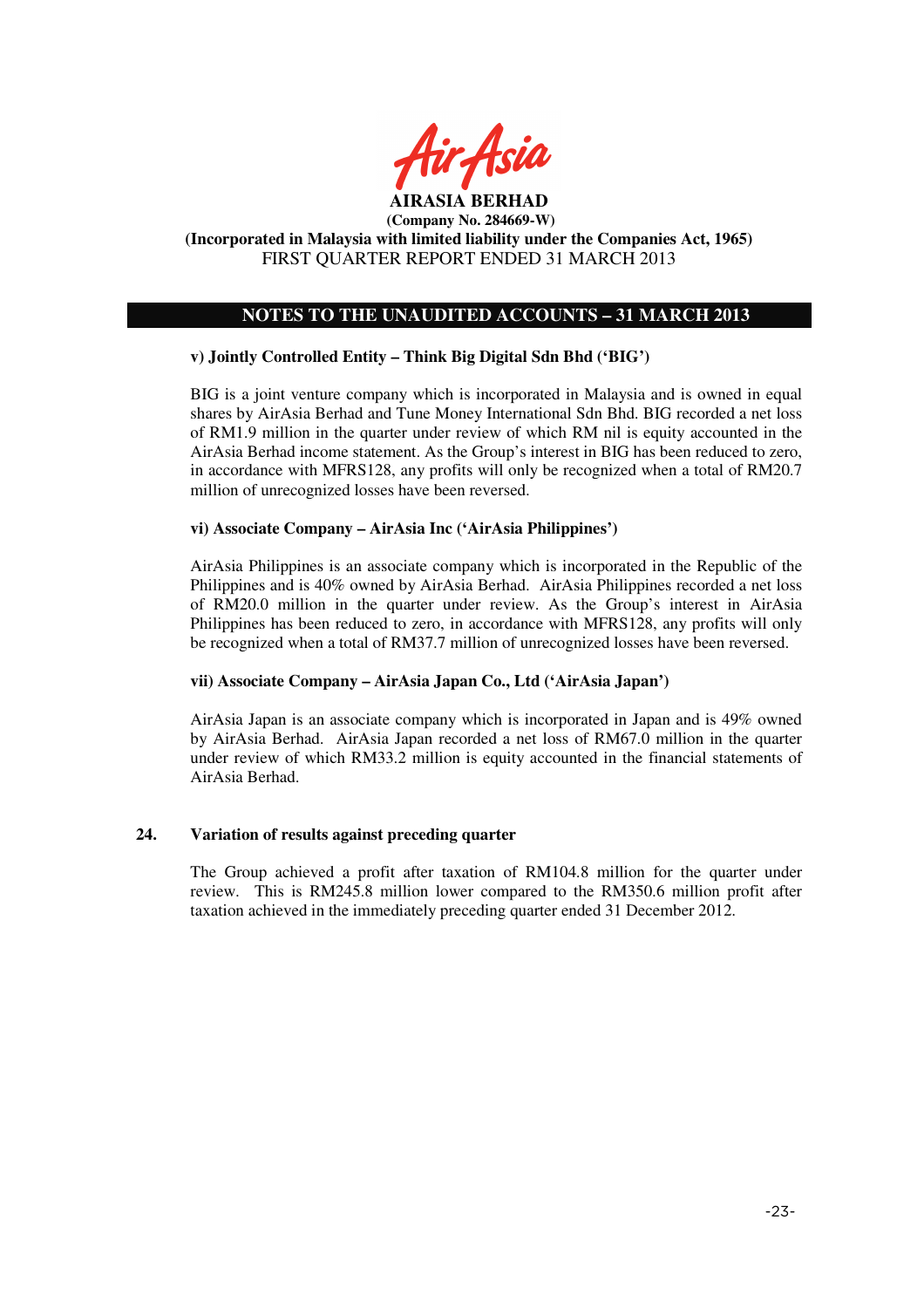## NOTES TO THE UNAUDITED ACCOUNTS – 31 MARCH 2013

**v) Jointly Controlled Entity – Think Big Digital Sdn Bhd ('BIG')**

BIG is a joint venture company which is incorporated in Malaysia and is owned in equal shares by AirAsia Berhad and Tune Money International Sdn Bhd. BIG recorded a net loss of RM1.9 million in the quarter under review of which RM nil is equity accounted in the AirAsia Berhad income statement. As the Group's interest in BIG has been reduced to zero, in accordance with MFRS128, any profits will only be recognized when a total of RM20.7 million of unrecognized losses have been reversed.

**vi) Associate Company – AirAsia Inc ('AirAsia Philippines')**

AirAsia Philippines is an associate company which is incorporated in the Republic of the Philippines and is 40% owned by AirAsia Berhad. AirAsia Philippines recorded a net loss of RM20.0 million in the quarter under review. As the Group's interest in AirAsia Philippines has been reduced to zero, in accordance with MFRS128, any profits will only be recognized when a total of RM37.7 million of unrecognized losses have been reversed.

**vii) Associate Company – AirAsia Japan Co., Ltd ('AirAsia Japan')**

AirAsia Japan is an associate company which is incorporated in Japan and is 49% owned by AirAsia Berhad. AirAsia Japan recorded a net loss of RM67.0 million in the quarter under review of which RM33.2 million is equity accounted in the financial statements of AirAsia Berhad.

### 24. Variation of results against preceding quarter

The Group achieved a profit after taxation of RM104.8 million for the quarter under review. This is RM245.8 million lower compared to the RM350.6 million profit after taxation achieved in the immediately preceding quarter ended 31 December 2012.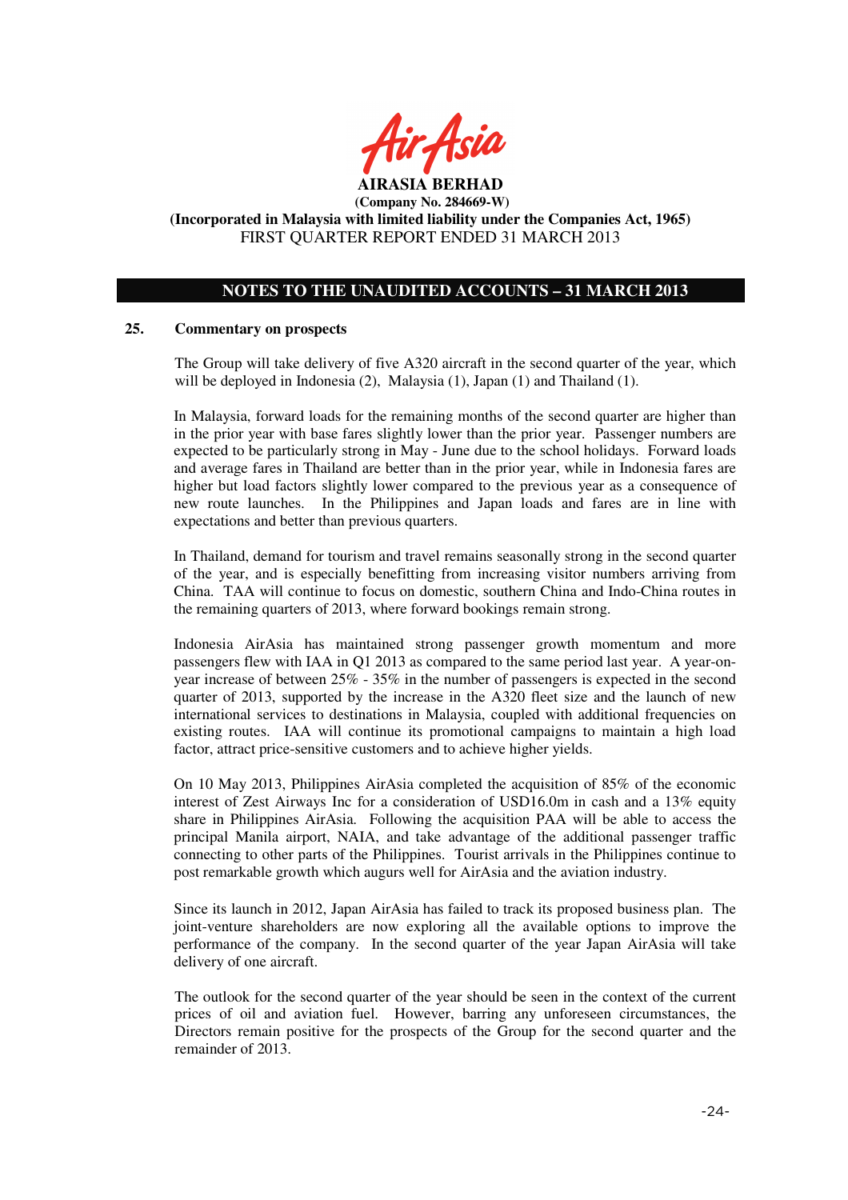**AIRASIA BERHAD**
**(Company No. 284669-W)**
**(Incorporated in Malaysia with limited liability under the Companies Act, 1965)**
FIRST QUARTER REPORT ENDED 31 MARCH 2013

## NOTES TO THE UNAUDITED ACCOUNTS – 31 MARCH 2013

### 25. Commentary on prospects

The Group will take delivery of five A320 aircraft in the second quarter of the year, which will be deployed in Indonesia (2), Malaysia (1), Japan (1) and Thailand (1).

In Malaysia, forward loads for the remaining months of the second quarter are higher than in the prior year with base fares slightly lower than the prior year. Passenger numbers are expected to be particularly strong in May - June due to the school holidays. Forward loads and average fares in Thailand are better than in the prior year, while in Indonesia fares are higher but load factors slightly lower compared to the previous year as a consequence of new route launches. In the Philippines and Japan loads and fares are in line with expectations and better than previous quarters.

In Thailand, demand for tourism and travel remains seasonally strong in the second quarter of the year, and is especially benefitting from increasing visitor numbers arriving from China. TAA will continue to focus on domestic, southern China and Indo-China routes in the remaining quarters of 2013, where forward bookings remain strong.

Indonesia AirAsia has maintained strong passenger growth momentum and more passengers flew with IAA in Q1 2013 as compared to the same period last year. A year-on-year increase of between 25% - 35% in the number of passengers is expected in the second quarter of 2013, supported by the increase in the A320 fleet size and the launch of new international services to destinations in Malaysia, coupled with additional frequencies on existing routes. IAA will continue its promotional campaigns to maintain a high load factor, attract price-sensitive customers and to achieve higher yields.

On 10 May 2013, Philippines AirAsia completed the acquisition of 85% of the economic interest of Zest Airways Inc for a consideration of USD16.0m in cash and a 13% equity share in Philippines AirAsia. Following the acquisition PAA will be able to access the principal Manila airport, NAIA, and take advantage of the additional passenger traffic connecting to other parts of the Philippines. Tourist arrivals in the Philippines continue to post remarkable growth which augurs well for AirAsia and the aviation industry.

Since its launch in 2012, Japan AirAsia has failed to track its proposed business plan. The joint-venture shareholders are now exploring all the available options to improve the performance of the company. In the second quarter of the year Japan AirAsia will take delivery of one aircraft.

The outlook for the second quarter of the year should be seen in the context of the current prices of oil and aviation fuel. However, barring any unforeseen circumstances, the Directors remain positive for the prospects of the Group for the second quarter and the remainder of 2013.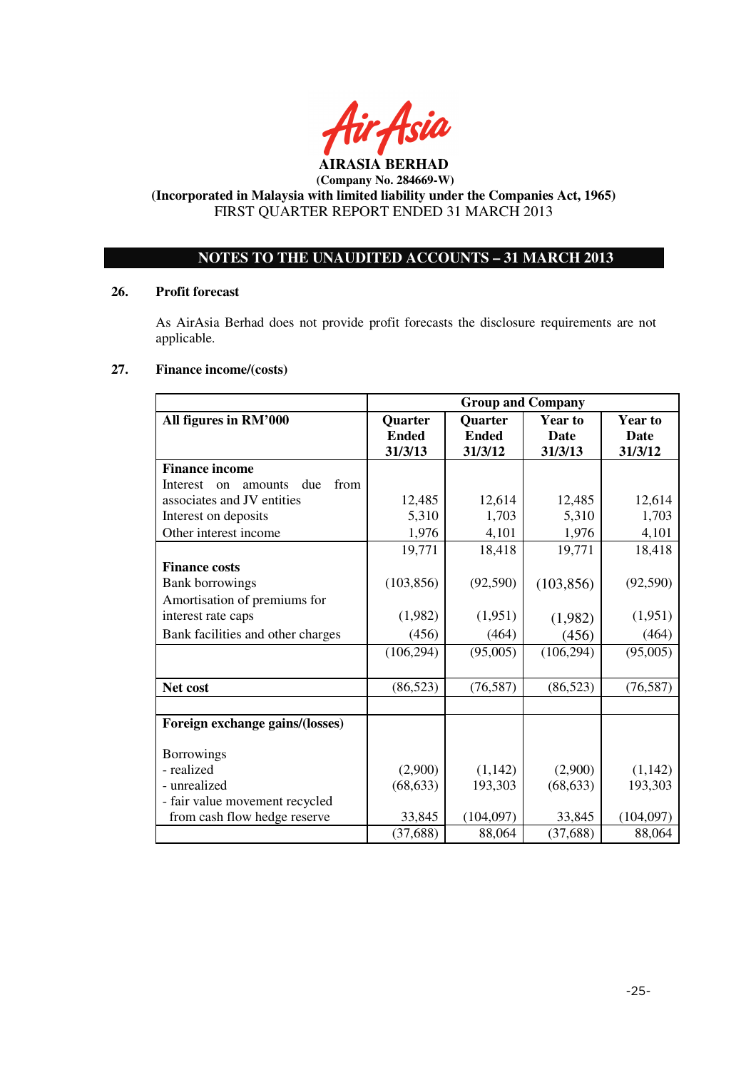AIRASIA BERHAD
(Company No. 284669-W)
(Incorporated in Malaysia with limited liability under the Companies Act, 1965)
FIRST QUARTER REPORT ENDED 31 MARCH 2013

## NOTES TO THE UNAUDITED ACCOUNTS – 31 MARCH 2013

### 26. Profit forecast

As AirAsia Berhad does not provide profit forecasts the disclosure requirements are not applicable.

### 27. Finance income/(costs)

| | Group and Company | | | |
|---|---|---|---|---|
| **All figures in RM'000** | **Quarter Ended 31/3/13** | **Quarter Ended 31/3/12** | **Year to Date 31/3/13** | **Year to Date 31/3/12** |
| **Finance income** | | | | |
| Interest on amounts due from associates and JV entities | 12,485 | 12,614 | 12,485 | 12,614 |
| Interest on deposits | 5,310 | 1,703 | 5,310 | 1,703 |
| Other interest income | 1,976 | 4,101 | 1,976 | 4,101 |
| | 19,771 | 18,418 | 19,771 | 18,418 |
| **Finance costs** | | | | |
| Bank borrowings | (103,856) | (92,590) | (103,856) | (92,590) |
| Amortisation of premiums for interest rate caps | (1,982) | (1,951) | (1,982) | (1,951) |
| Bank facilities and other charges | (456) | (464) | (456) | (464) |
| | (106,294) | (95,005) | (106,294) | (95,005) |
| **Net cost** | (86,523) | (76,587) | (86,523) | (76,587) |
| | | | | |
| **Foreign exchange gains/(losses)** | | | | |
| Borrowings | | | | |
| - realized | (2,900) | (1,142) | (2,900) | (1,142) |
| - unrealized | (68,633) | 193,303 | (68,633) | 193,303 |
| - fair value movement recycled from cash flow hedge reserve | 33,845 | (104,097) | 33,845 | (104,097) |
| | (37,688) | 88,064 | (37,688) | 88,064 |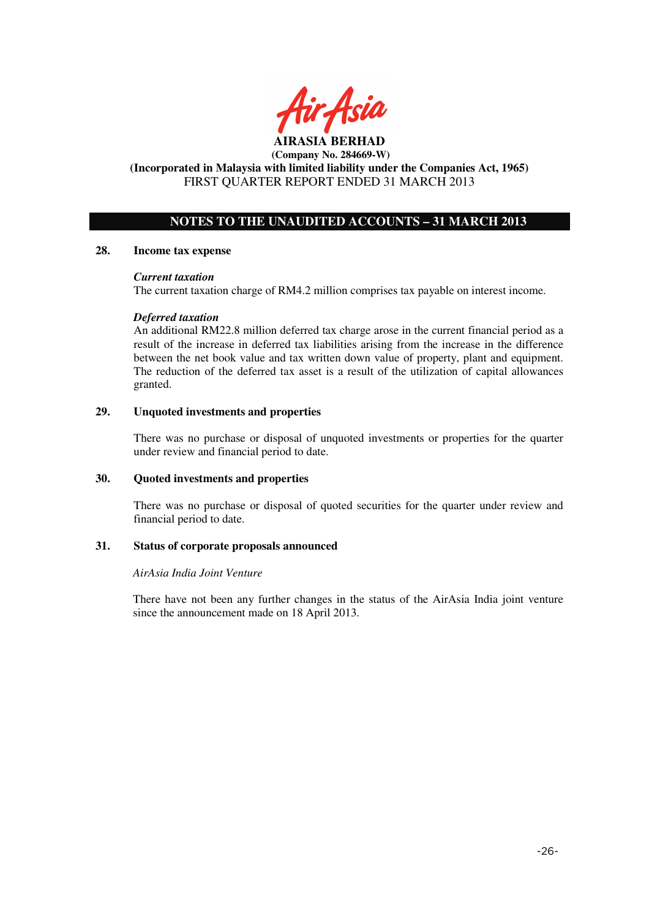**AIRASIA BERHAD**
**(Company No. 284669-W)**
**(Incorporated in Malaysia with limited liability under the Companies Act, 1965)**
FIRST QUARTER REPORT ENDED 31 MARCH 2013

## NOTES TO THE UNAUDITED ACCOUNTS – 31 MARCH 2013

### 28. Income tax expense

***Current taxation***
The current taxation charge of RM4.2 million comprises tax payable on interest income.

***Deferred taxation***
An additional RM22.8 million deferred tax charge arose in the current financial period as a result of the increase in deferred tax liabilities arising from the increase in the difference between the net book value and tax written down value of property, plant and equipment. The reduction of the deferred tax asset is a result of the utilization of capital allowances granted.

### 29. Unquoted investments and properties

There was no purchase or disposal of unquoted investments or properties for the quarter under review and financial period to date.

### 30. Quoted investments and properties

There was no purchase or disposal of quoted securities for the quarter under review and financial period to date.

### 31. Status of corporate proposals announced

*AirAsia India Joint Venture*

There have not been any further changes in the status of the AirAsia India joint venture since the announcement made on 18 April 2013.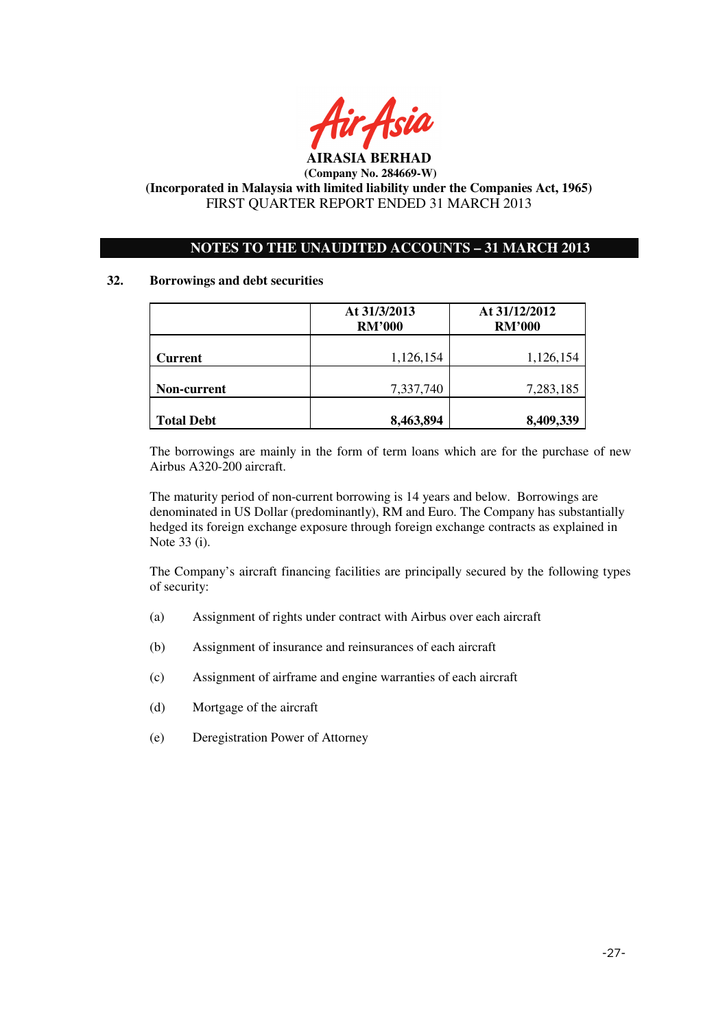**AIRASIA BERHAD**
**(Company No. 284669-W)**
**(Incorporated in Malaysia with limited liability under the Companies Act, 1965)**
FIRST QUARTER REPORT ENDED 31 MARCH 2013

## NOTES TO THE UNAUDITED ACCOUNTS – 31 MARCH 2013

### 32. Borrowings and debt securities

| | At 31/3/2013 RM'000 | At 31/12/2012 RM'000 |
|---|---|---|
| **Current** | 1,126,154 | 1,126,154 |
| **Non-current** | 7,337,740 | 7,283,185 |
| **Total Debt** | **8,463,894** | **8,409,339** |

The borrowings are mainly in the form of term loans which are for the purchase of new Airbus A320-200 aircraft.

The maturity period of non-current borrowing is 14 years and below. Borrowings are denominated in US Dollar (predominantly), RM and Euro. The Company has substantially hedged its foreign exchange exposure through foreign exchange contracts as explained in Note 33 (i).

The Company's aircraft financing facilities are principally secured by the following types of security:

(a) Assignment of rights under contract with Airbus over each aircraft

(b) Assignment of insurance and reinsurances of each aircraft

(c) Assignment of airframe and engine warranties of each aircraft

(d) Mortgage of the aircraft

(e) Deregistration Power of Attorney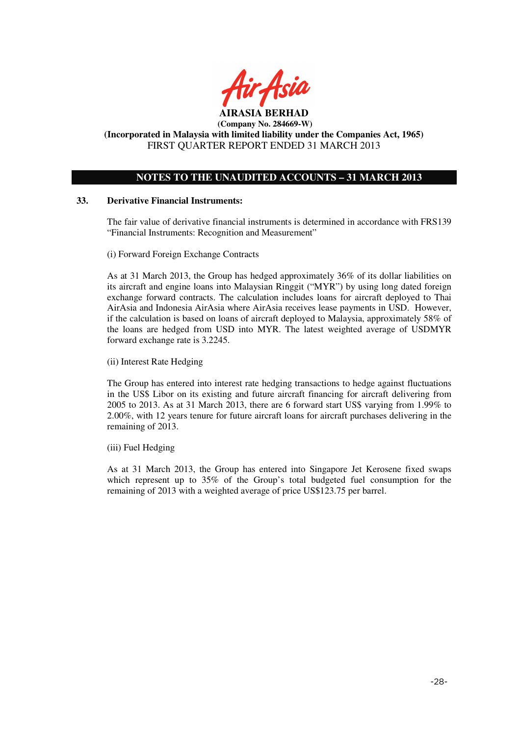## 33. Derivative Financial Instruments:

The fair value of derivative financial instruments is determined in accordance with FRS139 "Financial Instruments: Recognition and Measurement"

(i) Forward Foreign Exchange Contracts

As at 31 March 2013, the Group has hedged approximately 36% of its dollar liabilities on its aircraft and engine loans into Malaysian Ringgit ("MYR") by using long dated foreign exchange forward contracts. The calculation includes loans for aircraft deployed to Thai AirAsia and Indonesia AirAsia where AirAsia receives lease payments in USD. However, if the calculation is based on loans of aircraft deployed to Malaysia, approximately 58% of the loans are hedged from USD into MYR. The latest weighted average of USDMYR forward exchange rate is 3.2245.

(ii) Interest Rate Hedging

The Group has entered into interest rate hedging transactions to hedge against fluctuations in the US$ Libor on its existing and future aircraft financing for aircraft delivering from 2005 to 2013. As at 31 March 2013, there are 6 forward start US$ varying from 1.99% to 2.00%, with 12 years tenure for future aircraft loans for aircraft purchases delivering in the remaining of 2013.

(iii) Fuel Hedging

As at 31 March 2013, the Group has entered into Singapore Jet Kerosene fixed swaps which represent up to 35% of the Group's total budgeted fuel consumption for the remaining of 2013 with a weighted average of price US$123.75 per barrel.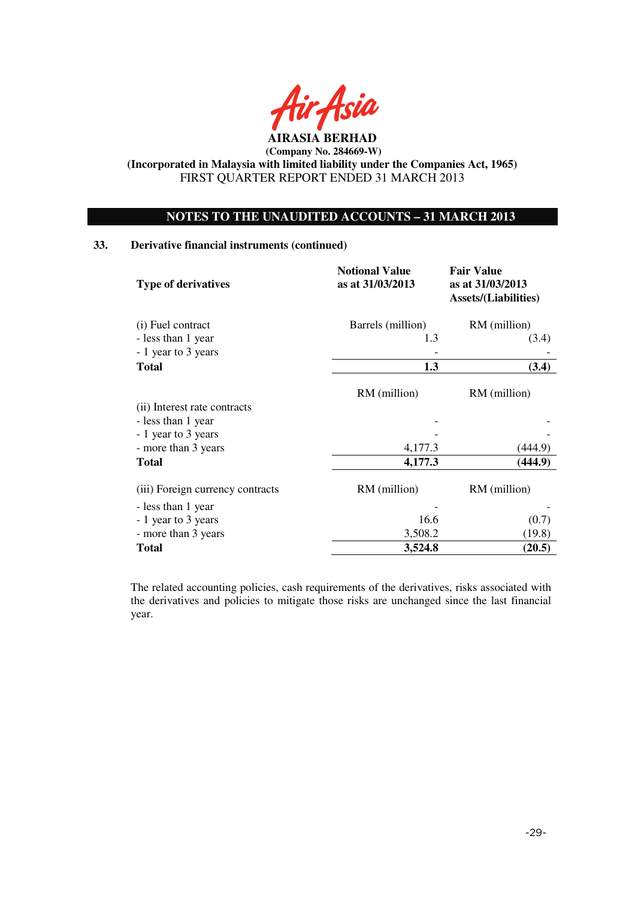AIRASIA BERHAD

(Company No. 284669-W)

(Incorporated in Malaysia with limited liability under the Companies Act, 1965)

FIRST QUARTER REPORT ENDED 31 MARCH 2013

## NOTES TO THE UNAUDITED ACCOUNTS – 31 MARCH 2013

### 33. Derivative financial instruments (continued)

| Type of derivatives | Notional Value as at 31/03/2013 | Fair Value as at 31/03/2013 Assets/(Liabilities) |
|---|---|---|
| (i) Fuel contract | Barrels (million) | RM (million) |
| - less than 1 year | 1.3 | (3.4) |
| - 1 year to 3 years | - | - |
| **Total** | **1.3** | **(3.4)** |
| | RM (million) | RM (million) |
| (ii) Interest rate contracts | | |
| - less than 1 year | - | - |
| - 1 year to 3 years | - | - |
| - more than 3 years | 4,177.3 | (444.9) |
| **Total** | **4,177.3** | **(444.9)** |
| (iii) Foreign currency contracts | RM (million) | RM (million) |
| - less than 1 year | - | - |
| - 1 year to 3 years | 16.6 | (0.7) |
| - more than 3 years | 3,508.2 | (19.8) |
| **Total** | **3,524.8** | **(20.5)** |

The related accounting policies, cash requirements of the derivatives, risks associated with the derivatives and policies to mitigate those risks are unchanged since the last financial year.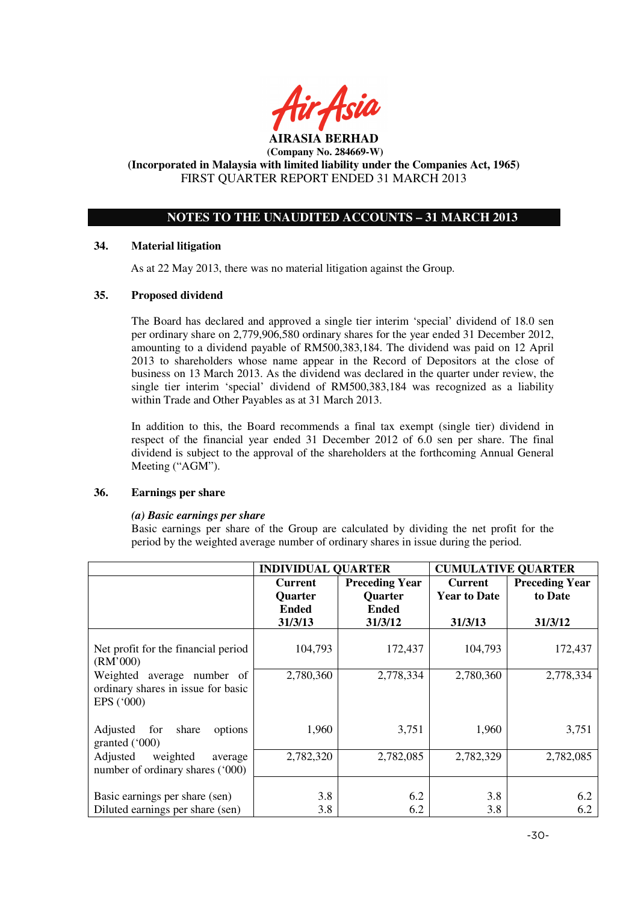**AIRASIA BERHAD**
**(Company No. 284669-W)**
**(Incorporated in Malaysia with limited liability under the Companies Act, 1965)**
FIRST QUARTER REPORT ENDED 31 MARCH 2013

**NOTES TO THE UNAUDITED ACCOUNTS – 31 MARCH 2013**

## 34. Material litigation

As at 22 May 2013, there was no material litigation against the Group.

## 35. Proposed dividend

The Board has declared and approved a single tier interim 'special' dividend of 18.0 sen per ordinary share on 2,779,906,580 ordinary shares for the year ended 31 December 2012, amounting to a dividend payable of RM500,383,184. The dividend was paid on 12 April 2013 to shareholders whose name appear in the Record of Depositors at the close of business on 13 March 2013. As the dividend was declared in the quarter under review, the single tier interim 'special' dividend of RM500,383,184 was recognized as a liability within Trade and Other Payables as at 31 March 2013.

In addition to this, the Board recommends a final tax exempt (single tier) dividend in respect of the financial year ended 31 December 2012 of 6.0 sen per share. The final dividend is subject to the approval of the shareholders at the forthcoming Annual General Meeting ("AGM").

## 36. Earnings per share

***(a) Basic earnings per share***

Basic earnings per share of the Group are calculated by dividing the net profit for the period by the weighted average number of ordinary shares in issue during the period.

| | INDIVIDUAL QUARTER | | CUMULATIVE QUARTER | |
|---|---|---|---|---|
| | Current Quarter Ended 31/3/13 | Preceding Year Quarter Ended 31/3/12 | Current Year to Date 31/3/13 | Preceding Year to Date 31/3/12 |
| Net profit for the financial period (RM'000) | 104,793 | 172,437 | 104,793 | 172,437 |
| Weighted average number of ordinary shares in issue for basic EPS ('000) | 2,780,360 | 2,778,334 | 2,780,360 | 2,778,334 |
| Adjusted for share options granted ('000) | 1,960 | 3,751 | 1,960 | 3,751 |
| Adjusted weighted average number of ordinary shares ('000) | 2,782,320 | 2,782,085 | 2,782,329 | 2,782,085 |
| Basic earnings per share (sen) | 3.8 | 6.2 | 3.8 | 6.2 |
| Diluted earnings per share (sen) | 3.8 | 6.2 | 3.8 | 6.2 |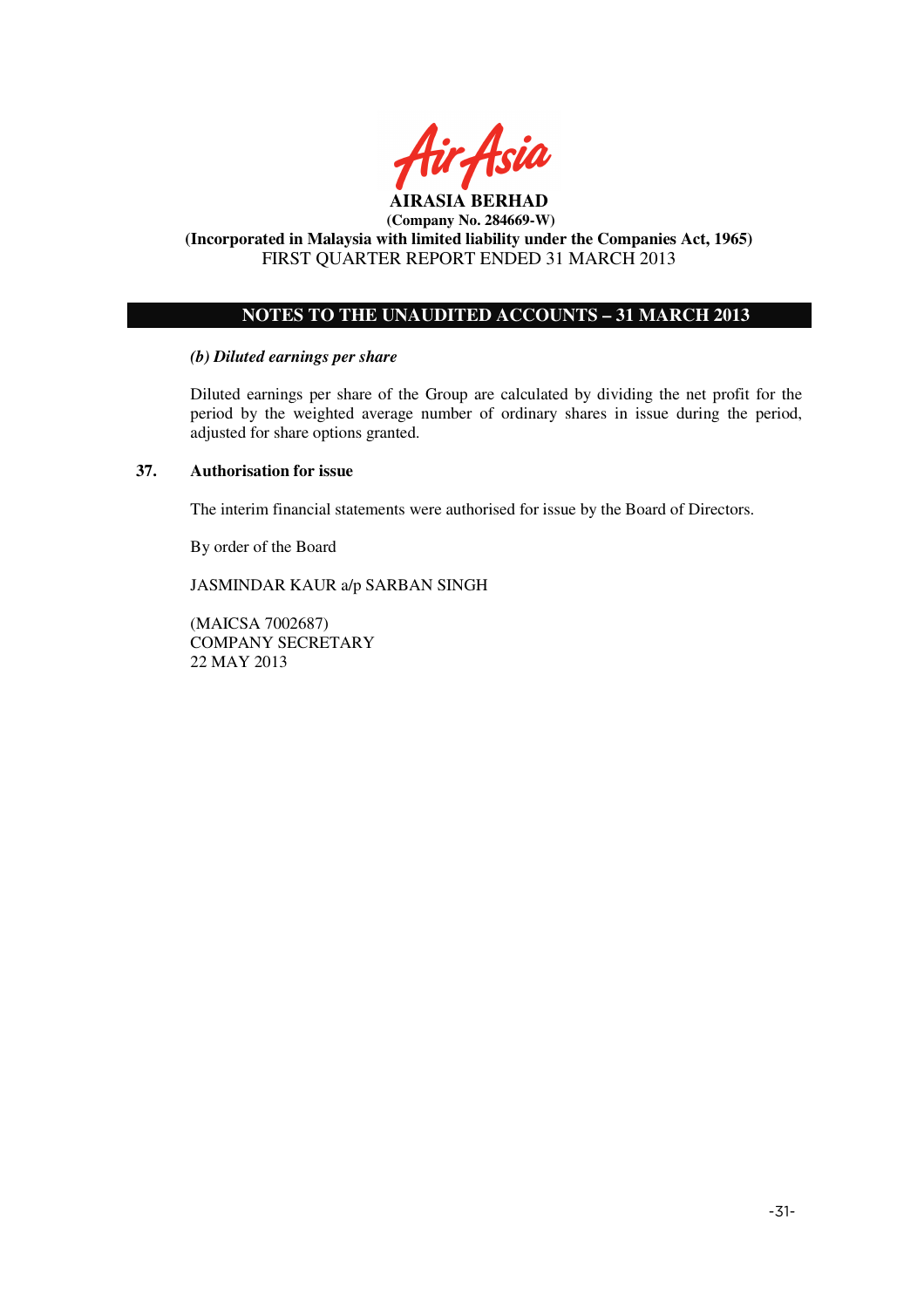**AIRASIA BERHAD**
**(Company No. 284669-W)**
**(Incorporated in Malaysia with limited liability under the Companies Act, 1965)**
FIRST QUARTER REPORT ENDED 31 MARCH 2013

## NOTES TO THE UNAUDITED ACCOUNTS – 31 MARCH 2013

***(b) Diluted earnings per share***

Diluted earnings per share of the Group are calculated by dividing the net profit for the period by the weighted average number of ordinary shares in issue during the period, adjusted for share options granted.

### 37. Authorisation for issue

The interim financial statements were authorised for issue by the Board of Directors.

By order of the Board

JASMINDAR KAUR a/p SARBAN SINGH

(MAICSA 7002687)
COMPANY SECRETARY
22 MAY 2013